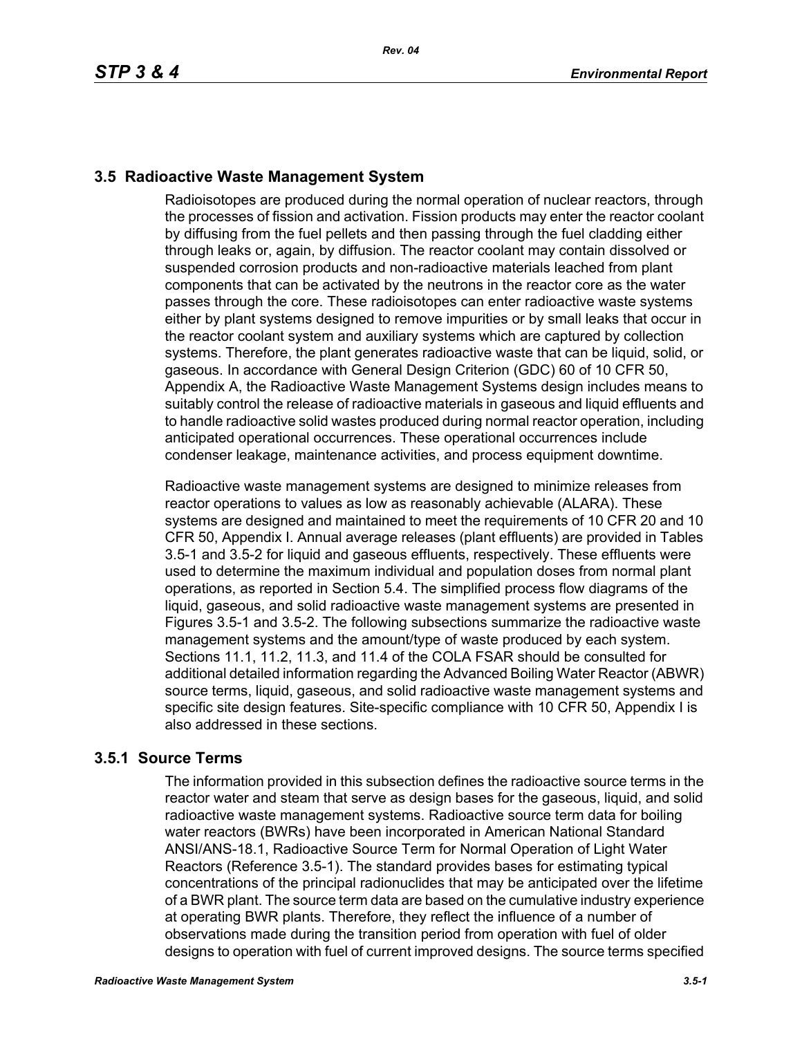## 3.5 Radioactive Waste Management System

Radioisotopes are produced during the normal operation of nuclear reactors, through the processes of fission and activation. Fission products may enter the reactor coolant by diffusing from the fuel pellets and then passing through the fuel cladding either through leaks or, again, by diffusion. The reactor coolant may contain dissolved or suspended corrosion products and non-radioactive materials leached from plant components that can be activated by the neutrons in the reactor core as the water passes through the core. These radioisotopes can enter radioactive waste systems either by plant systems designed to remove impurities or by small leaks that occur in the reactor coolant system and auxiliary systems which are captured by collection systems. Therefore, the plant generates radioactive waste that can be liquid, solid, or gaseous. In accordance with General Design Criterion (GDC) 60 of 10 CFR 50, Appendix A, the Radioactive Waste Management Systems design includes means to suitably control the release of radioactive materials in gaseous and liquid effluents and to handle radioactive solid wastes produced during normal reactor operation, including anticipated operational occurrences. These operational occurrences include condenser leakage, maintenance activities, and process equipment downtime.

Radioactive waste management systems are designed to minimize releases from reactor operations to values as low as reasonably achievable (ALARA). These systems are designed and maintained to meet the requirements of 10 CFR 20 and 10 CFR 50, Appendix I. Annual average releases (plant effluents) are provided in Tables 3.5-1 and 3.5-2 for liquid and gaseous effluents, respectively. These effluents were used to determine the maximum individual and population doses from normal plant operations, as reported in Section 5.4. The simplified process flow diagrams of the liquid, gaseous, and solid radioactive waste management systems are presented in Figures 3.5-1 and 3.5-2. The following subsections summarize the radioactive waste management systems and the amount/type of waste produced by each system. Sections 11.1, 11.2, 11.3, and 11.4 of the COLA FSAR should be consulted for additional detailed information regarding the Advanced Boiling Water Reactor (ABWR) source terms, liquid, gaseous, and solid radioactive waste management systems and specific site design features. Site-specific compliance with 10 CFR 50, Appendix I is also addressed in these sections.

### 3.5.1 Source Terms

The information provided in this subsection defines the radioactive source terms in the reactor water and steam that serve as design bases for the gaseous, liquid, and solid radioactive waste management systems. Radioactive source term data for boiling water reactors (BWRs) have been incorporated in American National Standard ANSI/ANS-18.1, Radioactive Source Term for Normal Operation of Light Water Reactors (Reference 3.5-1). The standard provides bases for estimating typical concentrations of the principal radionuclides that may be anticipated over the lifetime of a BWR plant. The source term data are based on the cumulative industry experience at operating BWR plants. Therefore, they reflect the influence of a number of observations made during the transition period from operation with fuel of older designs to operation with fuel of current improved designs. The source terms specified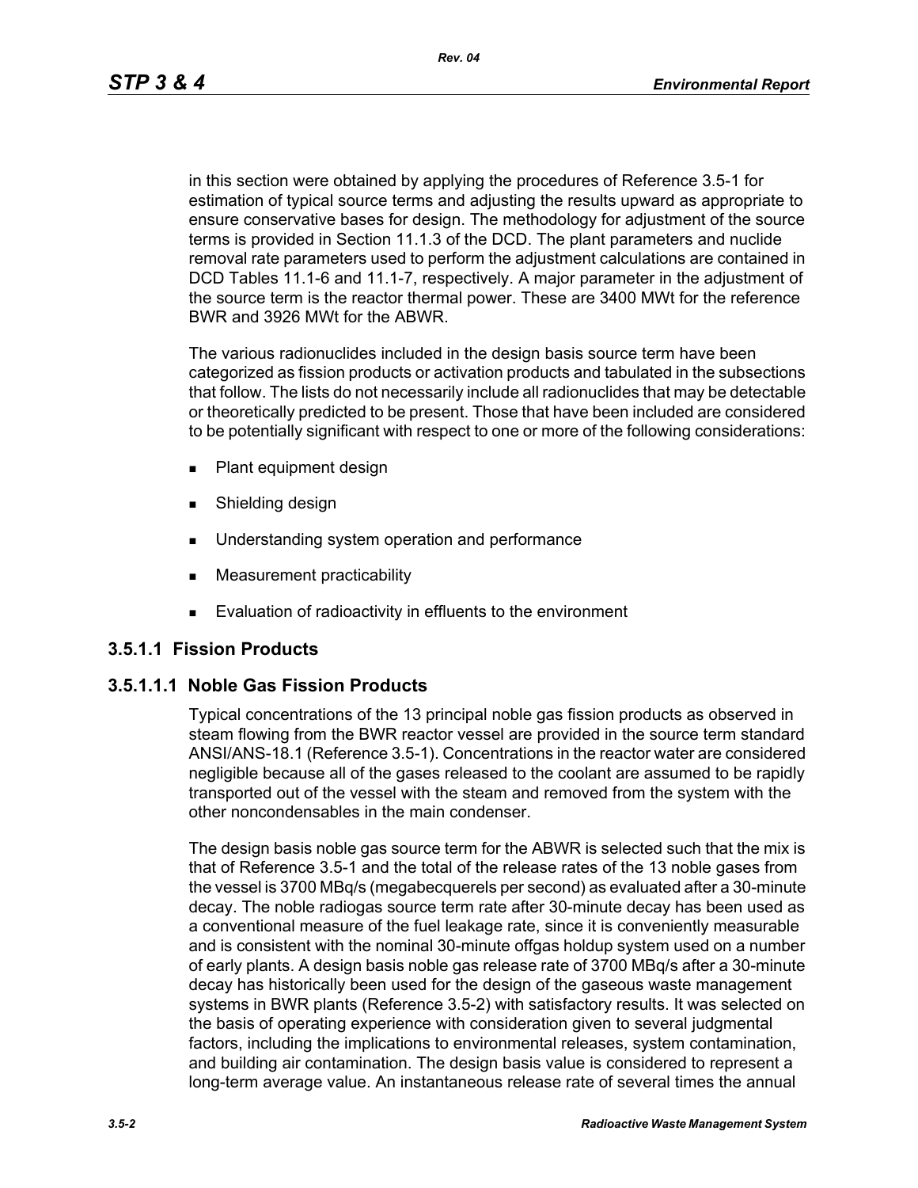in this section were obtained by applying the procedures of Reference 3.5-1 for estimation of typical source terms and adjusting the results upward as appropriate to ensure conservative bases for design. The methodology for adjustment of the source terms is provided in Section 11.1.3 of the DCD. The plant parameters and nuclide removal rate parameters used to perform the adjustment calculations are contained in DCD Tables 11.1-6 and 11.1-7, respectively. A major parameter in the adjustment of the source term is the reactor thermal power. These are 3400 MWt for the reference BWR and 3926 MWt for the ABWR.

The various radionuclides included in the design basis source term have been categorized as fission products or activation products and tabulated in the subsections that follow. The lists do not necessarily include all radionuclides that may be detectable or theoretically predicted to be present. Those that have been included are considered to be potentially significant with respect to one or more of the following considerations:

- Plant equipment design
- Shielding design
- Understanding system operation and performance
- Measurement practicability
- Evaluation of radioactivity in effluents to the environment

### 3.5.1.1 Fission Products

#### 3.5.1.1.1 Noble Gas Fission Products

Typical concentrations of the 13 principal noble gas fission products as observed in steam flowing from the BWR reactor vessel are provided in the source term standard ANSI/ANS-18.1 (Reference 3.5-1). Concentrations in the reactor water are considered negligible because all of the gases released to the coolant are assumed to be rapidly transported out of the vessel with the steam and removed from the system with the other noncondensables in the main condenser.

The design basis noble gas source term for the ABWR is selected such that the mix is that of Reference 3.5-1 and the total of the release rates of the 13 noble gases from the vessel is 3700 MBq/s (megabecquerels per second) as evaluated after a 30-minute decay. The noble radiogas source term rate after 30-minute decay has been used as a conventional measure of the fuel leakage rate, since it is conveniently measurable and is consistent with the nominal 30-minute offgas holdup system used on a number of early plants. A design basis noble gas release rate of 3700 MBq/s after a 30-minute decay has historically been used for the design of the gaseous waste management systems in BWR plants (Reference 3.5-2) with satisfactory results. It was selected on the basis of operating experience with consideration given to several judgmental factors, including the implications to environmental releases, system contamination, and building air contamination. The design basis value is considered to represent a long-term average value. An instantaneous release rate of several times the annual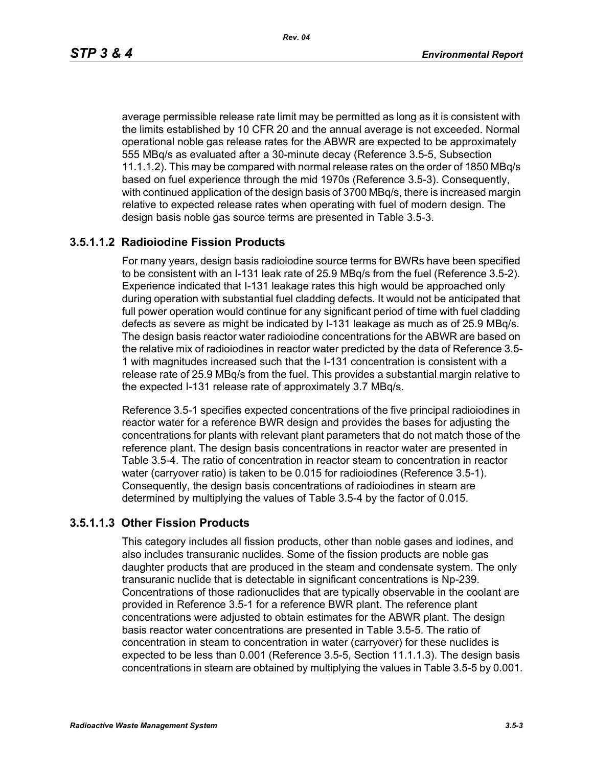average permissible release rate limit may be permitted as long as it is consistent with the limits established by 10 CFR 20 and the annual average is not exceeded. Normal operational noble gas release rates for the ABWR are expected to be approximately 555 MBq/s as evaluated after a 30-minute decay (Reference 3.5-5, Subsection 11.1.1.2). This may be compared with normal release rates on the order of 1850 MBq/s based on fuel experience through the mid 1970s (Reference 3.5-3). Consequently, with continued application of the design basis of 3700 MBq/s, there is increased margin relative to expected release rates when operating with fuel of modern design. The design basis noble gas source terms are presented in Table 3.5-3.

### 3.5.1.1.2 Radioiodine Fission Products

For many years, design basis radioiodine source terms for BWRs have been specified to be consistent with an I-131 leak rate of 25.9 MBq/s from the fuel (Reference 3.5-2). Experience indicated that I-131 leakage rates this high would be approached only during operation with substantial fuel cladding defects. It would not be anticipated that full power operation would continue for any significant period of time with fuel cladding defects as severe as might be indicated by I-131 leakage as much as of 25.9 MBq/s. The design basis reactor water radioiodine concentrations for the ABWR are based on the relative mix of radioiodines in reactor water predicted by the data of Reference 3.5-1 with magnitudes increased such that the I-131 concentration is consistent with a release rate of 25.9 MBq/s from the fuel. This provides a substantial margin relative to the expected I-131 release rate of approximately 3.7 MBq/s.

Reference 3.5-1 specifies expected concentrations of the five principal radioiodines in reactor water for a reference BWR design and provides the bases for adjusting the concentrations for plants with relevant plant parameters that do not match those of the reference plant. The design basis concentrations in reactor water are presented in Table 3.5-4. The ratio of concentration in reactor steam to concentration in reactor water (carryover ratio) is taken to be 0.015 for radioiodines (Reference 3.5-1). Consequently, the design basis concentrations of radioiodines in steam are determined by multiplying the values of Table 3.5-4 by the factor of 0.015.

### 3.5.1.1.3 Other Fission Products

This category includes all fission products, other than noble gases and iodines, and also includes transuranic nuclides. Some of the fission products are noble gas daughter products that are produced in the steam and condensate system. The only transuranic nuclide that is detectable in significant concentrations is Np-239. Concentrations of those radionuclides that are typically observable in the coolant are provided in Reference 3.5-1 for a reference BWR plant. The reference plant concentrations were adjusted to obtain estimates for the ABWR plant. The design basis reactor water concentrations are presented in Table 3.5-5. The ratio of concentration in steam to concentration in water (carryover) for these nuclides is expected to be less than 0.001 (Reference 3.5-5, Section 11.1.1.3). The design basis concentrations in steam are obtained by multiplying the values in Table 3.5-5 by 0.001.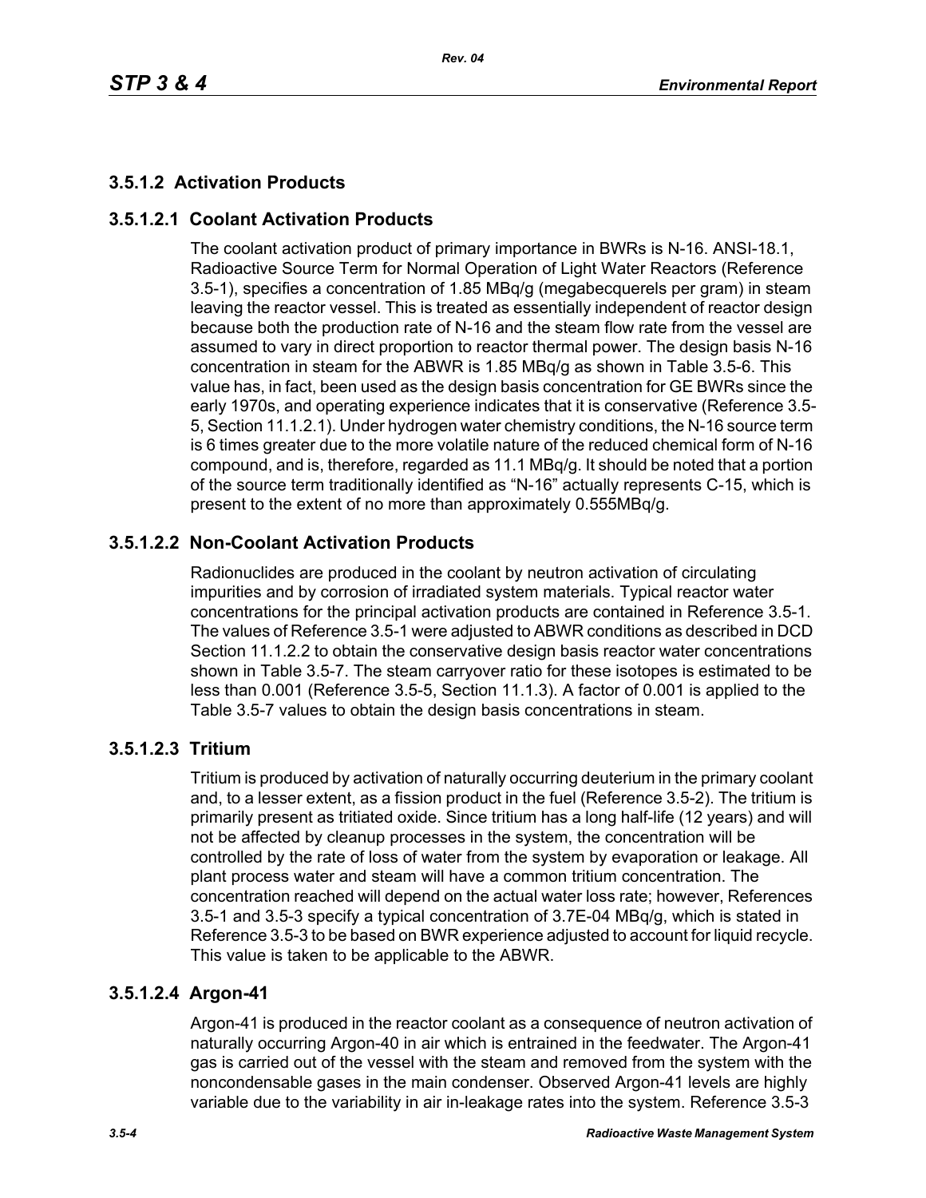### 3.5.1.2 Activation Products

#### 3.5.1.2.1 Coolant Activation Products

The coolant activation product of primary importance in BWRs is N-16. ANSI-18.1, Radioactive Source Term for Normal Operation of Light Water Reactors (Reference 3.5-1), specifies a concentration of 1.85 MBq/g (megabecquerels per gram) in steam leaving the reactor vessel. This is treated as essentially independent of reactor design because both the production rate of N-16 and the steam flow rate from the vessel are assumed to vary in direct proportion to reactor thermal power. The design basis N-16 concentration in steam for the ABWR is 1.85 MBq/g as shown in Table 3.5-6. This value has, in fact, been used as the design basis concentration for GE BWRs since the early 1970s, and operating experience indicates that it is conservative (Reference 3.5-5, Section 11.1.2.1). Under hydrogen water chemistry conditions, the N-16 source term is 6 times greater due to the more volatile nature of the reduced chemical form of N-16 compound, and is, therefore, regarded as 11.1 MBq/g. It should be noted that a portion of the source term traditionally identified as "N-16" actually represents C-15, which is present to the extent of no more than approximately 0.555MBq/g.

#### 3.5.1.2.2 Non-Coolant Activation Products

Radionuclides are produced in the coolant by neutron activation of circulating impurities and by corrosion of irradiated system materials. Typical reactor water concentrations for the principal activation products are contained in Reference 3.5-1. The values of Reference 3.5-1 were adjusted to ABWR conditions as described in DCD Section 11.1.2.2 to obtain the conservative design basis reactor water concentrations shown in Table 3.5-7. The steam carryover ratio for these isotopes is estimated to be less than 0.001 (Reference 3.5-5, Section 11.1.3). A factor of 0.001 is applied to the Table 3.5-7 values to obtain the design basis concentrations in steam.

#### 3.5.1.2.3 Tritium

Tritium is produced by activation of naturally occurring deuterium in the primary coolant and, to a lesser extent, as a fission product in the fuel (Reference 3.5-2). The tritium is primarily present as tritiated oxide. Since tritium has a long half-life (12 years) and will not be affected by cleanup processes in the system, the concentration will be controlled by the rate of loss of water from the system by evaporation or leakage. All plant process water and steam will have a common tritium concentration. The concentration reached will depend on the actual water loss rate; however, References 3.5-1 and 3.5-3 specify a typical concentration of 3.7E-04 MBq/g, which is stated in Reference 3.5-3 to be based on BWR experience adjusted to account for liquid recycle. This value is taken to be applicable to the ABWR.

#### 3.5.1.2.4 Argon-41

Argon-41 is produced in the reactor coolant as a consequence of neutron activation of naturally occurring Argon-40 in air which is entrained in the feedwater. The Argon-41 gas is carried out of the vessel with the steam and removed from the system with the noncondensable gases in the main condenser. Observed Argon-41 levels are highly variable due to the variability in air in-leakage rates into the system. Reference 3.5-3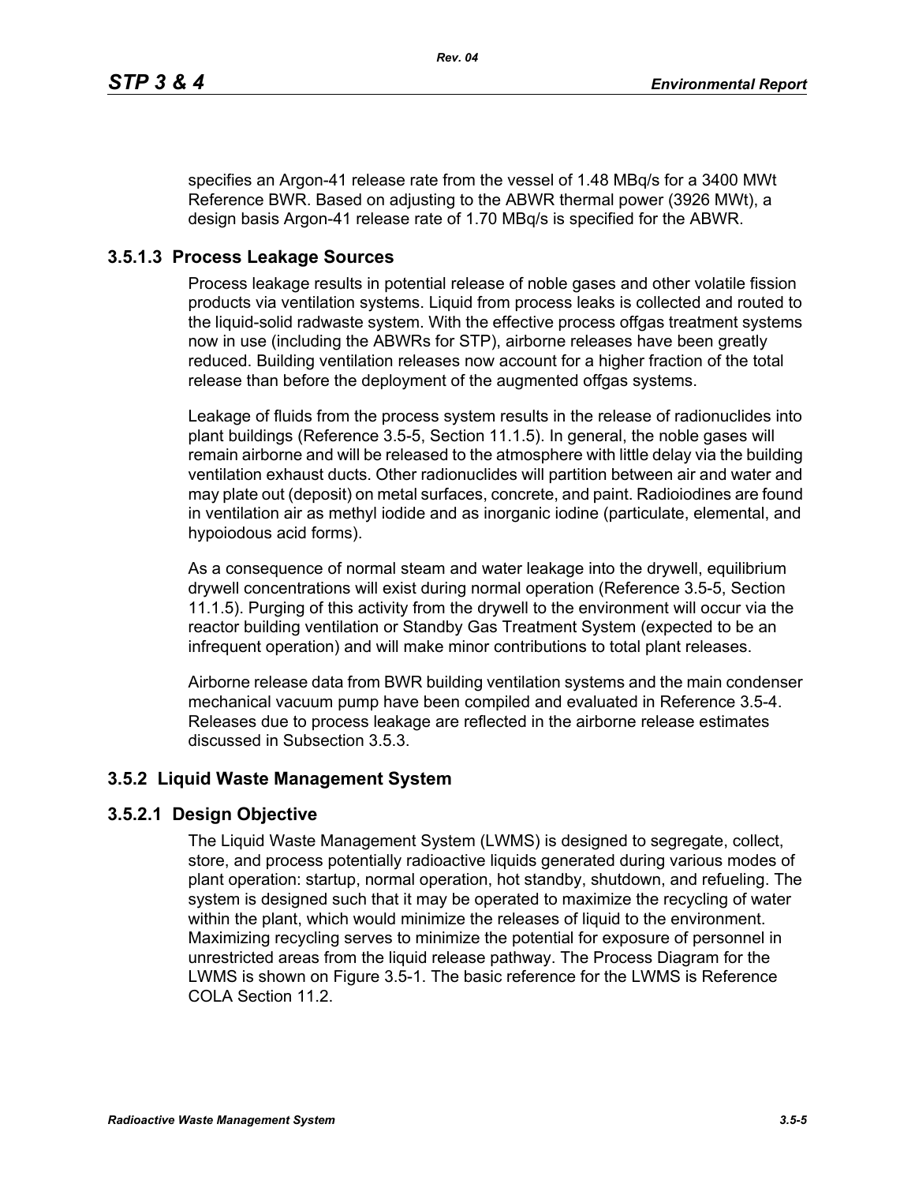specifies an Argon-41 release rate from the vessel of 1.48 MBq/s for a 3400 MWt Reference BWR. Based on adjusting to the ABWR thermal power (3926 MWt), a design basis Argon-41 release rate of 1.70 MBq/s is specified for the ABWR.

### 3.5.1.3 Process Leakage Sources

Process leakage results in potential release of noble gases and other volatile fission products via ventilation systems. Liquid from process leaks is collected and routed to the liquid-solid radwaste system. With the effective process offgas treatment systems now in use (including the ABWRs for STP), airborne releases have been greatly reduced. Building ventilation releases now account for a higher fraction of the total release than before the deployment of the augmented offgas systems.

Leakage of fluids from the process system results in the release of radionuclides into plant buildings (Reference 3.5-5, Section 11.1.5). In general, the noble gases will remain airborne and will be released to the atmosphere with little delay via the building ventilation exhaust ducts. Other radionuclides will partition between air and water and may plate out (deposit) on metal surfaces, concrete, and paint. Radioiodines are found in ventilation air as methyl iodide and as inorganic iodine (particulate, elemental, and hypoiodous acid forms).

As a consequence of normal steam and water leakage into the drywell, equilibrium drywell concentrations will exist during normal operation (Reference 3.5-5, Section 11.1.5). Purging of this activity from the drywell to the environment will occur via the reactor building ventilation or Standby Gas Treatment System (expected to be an infrequent operation) and will make minor contributions to total plant releases.

Airborne release data from BWR building ventilation systems and the main condenser mechanical vacuum pump have been compiled and evaluated in Reference 3.5-4. Releases due to process leakage are reflected in the airborne release estimates discussed in Subsection 3.5.3.

## 3.5.2 Liquid Waste Management System

### 3.5.2.1 Design Objective

The Liquid Waste Management System (LWMS) is designed to segregate, collect, store, and process potentially radioactive liquids generated during various modes of plant operation: startup, normal operation, hot standby, shutdown, and refueling. The system is designed such that it may be operated to maximize the recycling of water within the plant, which would minimize the releases of liquid to the environment. Maximizing recycling serves to minimize the potential for exposure of personnel in unrestricted areas from the liquid release pathway. The Process Diagram for the LWMS is shown on Figure 3.5-1. The basic reference for the LWMS is Reference COLA Section 11.2.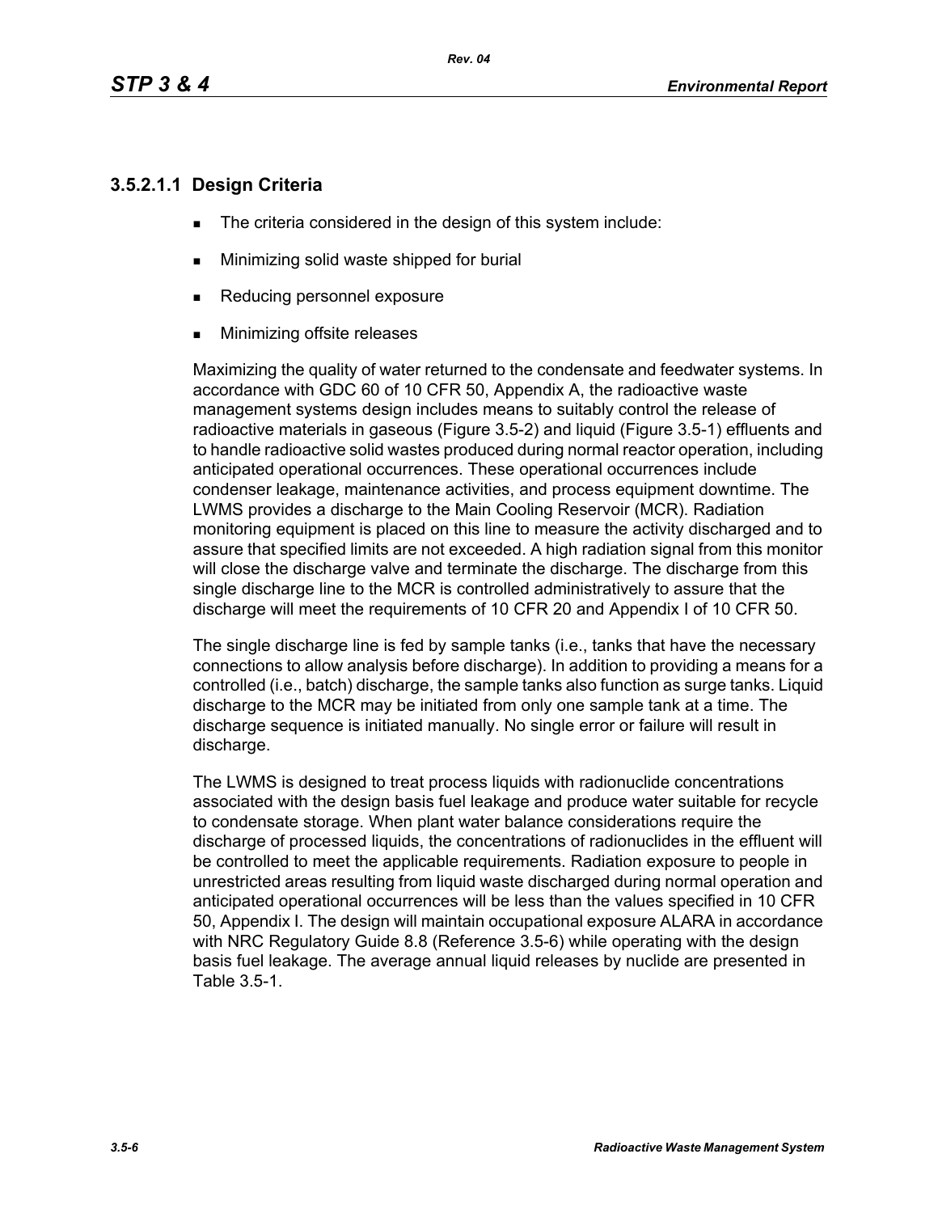### 3.5.2.1.1 Design Criteria

- The criteria considered in the design of this system include:
- Minimizing solid waste shipped for burial
- Reducing personnel exposure
- Minimizing offsite releases

Maximizing the quality of water returned to the condensate and feedwater systems. In accordance with GDC 60 of 10 CFR 50, Appendix A, the radioactive waste management systems design includes means to suitably control the release of radioactive materials in gaseous (Figure 3.5-2) and liquid (Figure 3.5-1) effluents and to handle radioactive solid wastes produced during normal reactor operation, including anticipated operational occurrences. These operational occurrences include condenser leakage, maintenance activities, and process equipment downtime. The LWMS provides a discharge to the Main Cooling Reservoir (MCR). Radiation monitoring equipment is placed on this line to measure the activity discharged and to assure that specified limits are not exceeded. A high radiation signal from this monitor will close the discharge valve and terminate the discharge. The discharge from this single discharge line to the MCR is controlled administratively to assure that the discharge will meet the requirements of 10 CFR 20 and Appendix I of 10 CFR 50.

The single discharge line is fed by sample tanks (i.e., tanks that have the necessary connections to allow analysis before discharge). In addition to providing a means for a controlled (i.e., batch) discharge, the sample tanks also function as surge tanks. Liquid discharge to the MCR may be initiated from only one sample tank at a time. The discharge sequence is initiated manually. No single error or failure will result in discharge.

The LWMS is designed to treat process liquids with radionuclide concentrations associated with the design basis fuel leakage and produce water suitable for recycle to condensate storage. When plant water balance considerations require the discharge of processed liquids, the concentrations of radionuclides in the effluent will be controlled to meet the applicable requirements. Radiation exposure to people in unrestricted areas resulting from liquid waste discharged during normal operation and anticipated operational occurrences will be less than the values specified in 10 CFR 50, Appendix I. The design will maintain occupational exposure ALARA in accordance with NRC Regulatory Guide 8.8 (Reference 3.5-6) while operating with the design basis fuel leakage. The average annual liquid releases by nuclide are presented in Table 3.5-1.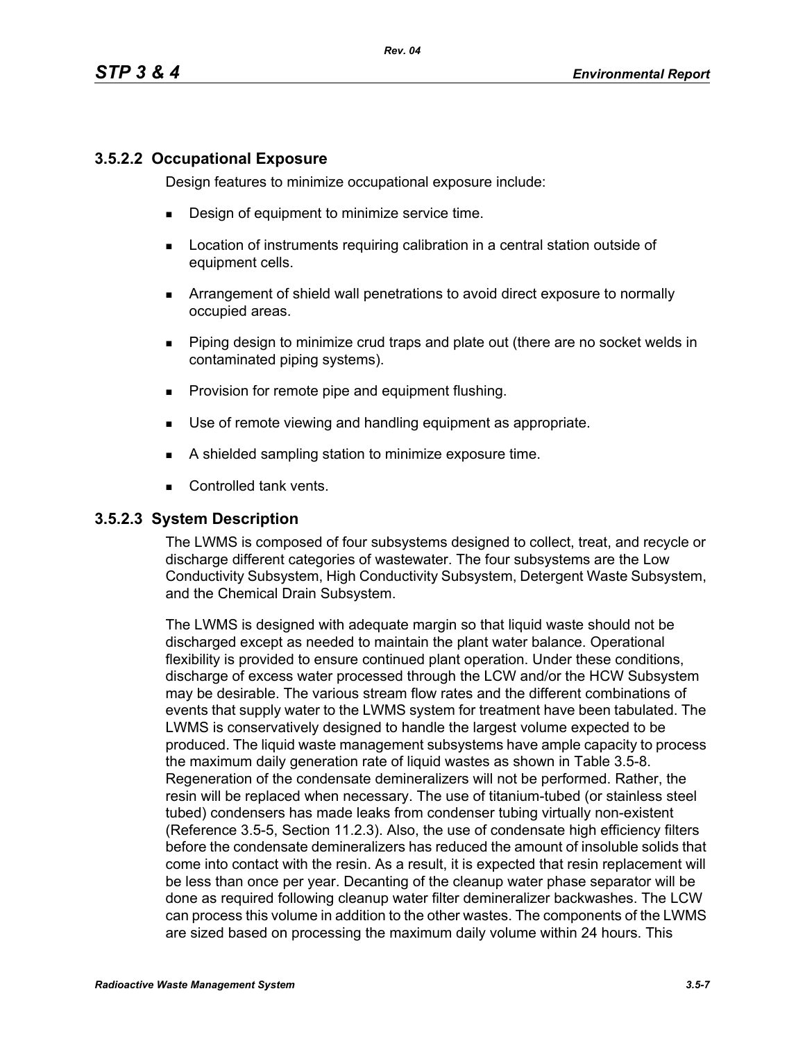### 3.5.2.2 Occupational Exposure

Design features to minimize occupational exposure include:

- Design of equipment to minimize service time.
- Location of instruments requiring calibration in a central station outside of equipment cells.
- Arrangement of shield wall penetrations to avoid direct exposure to normally occupied areas.
- Piping design to minimize crud traps and plate out (there are no socket welds in contaminated piping systems).
- Provision for remote pipe and equipment flushing.
- Use of remote viewing and handling equipment as appropriate.
- A shielded sampling station to minimize exposure time.
- Controlled tank vents.

### 3.5.2.3 System Description

The LWMS is composed of four subsystems designed to collect, treat, and recycle or discharge different categories of wastewater. The four subsystems are the Low Conductivity Subsystem, High Conductivity Subsystem, Detergent Waste Subsystem, and the Chemical Drain Subsystem.

The LWMS is designed with adequate margin so that liquid waste should not be discharged except as needed to maintain the plant water balance. Operational flexibility is provided to ensure continued plant operation. Under these conditions, discharge of excess water processed through the LCW and/or the HCW Subsystem may be desirable. The various stream flow rates and the different combinations of events that supply water to the LWMS system for treatment have been tabulated. The LWMS is conservatively designed to handle the largest volume expected to be produced. The liquid waste management subsystems have ample capacity to process the maximum daily generation rate of liquid wastes as shown in Table 3.5-8. Regeneration of the condensate demineralizers will not be performed. Rather, the resin will be replaced when necessary. The use of titanium-tubed (or stainless steel tubed) condensers has made leaks from condenser tubing virtually non-existent (Reference 3.5-5, Section 11.2.3). Also, the use of condensate high efficiency filters before the condensate demineralizers has reduced the amount of insoluble solids that come into contact with the resin. As a result, it is expected that resin replacement will be less than once per year. Decanting of the cleanup water phase separator will be done as required following cleanup water filter demineralizer backwashes. The LCW can process this volume in addition to the other wastes. The components of the LWMS are sized based on processing the maximum daily volume within 24 hours. This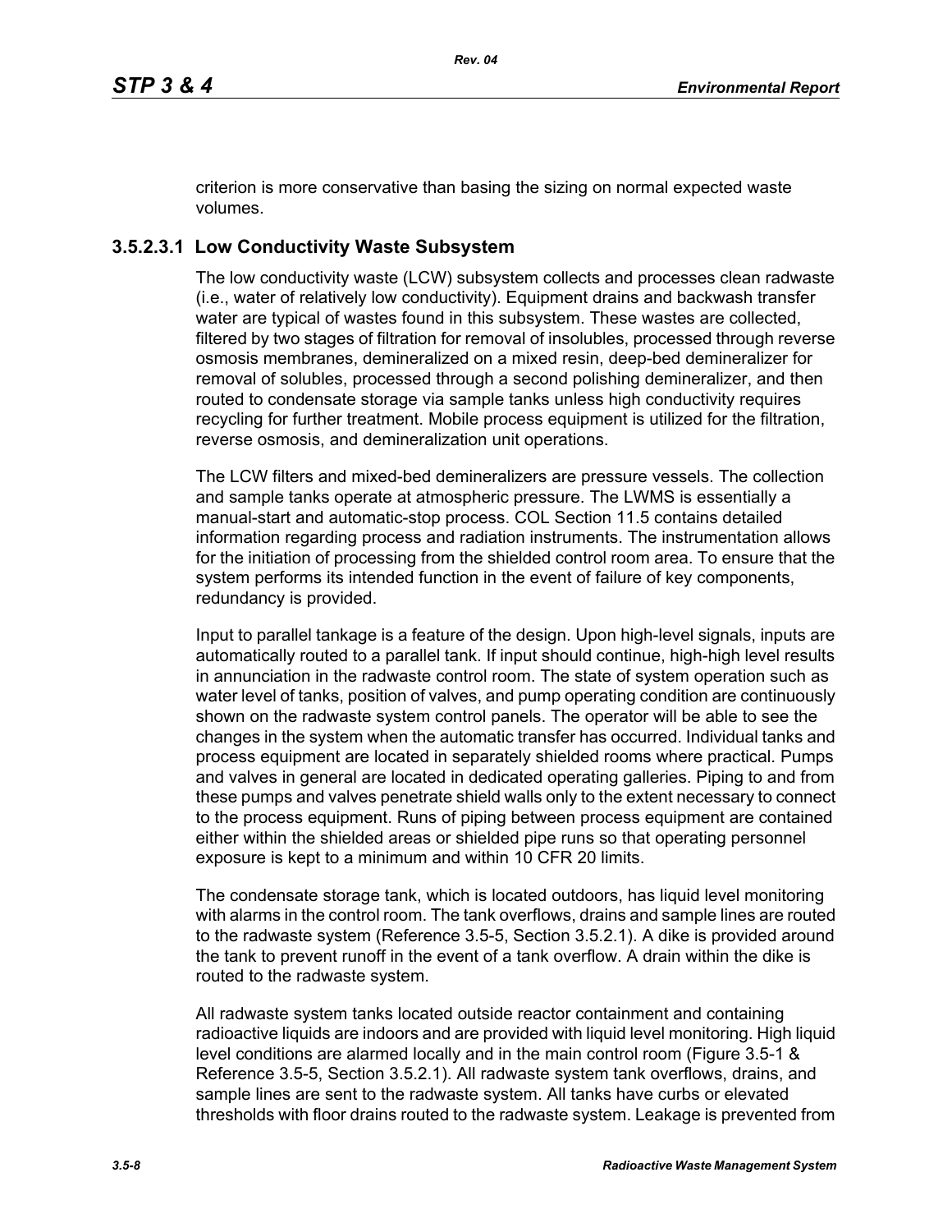criterion is more conservative than basing the sizing on normal expected waste volumes.

### 3.5.2.3.1 Low Conductivity Waste Subsystem

The low conductivity waste (LCW) subsystem collects and processes clean radwaste (i.e., water of relatively low conductivity). Equipment drains and backwash transfer water are typical of wastes found in this subsystem. These wastes are collected, filtered by two stages of filtration for removal of insolubles, processed through reverse osmosis membranes, demineralized on a mixed resin, deep-bed demineralizer for removal of solubles, processed through a second polishing demineralizer, and then routed to condensate storage via sample tanks unless high conductivity requires recycling for further treatment. Mobile process equipment is utilized for the filtration, reverse osmosis, and demineralization unit operations.

The LCW filters and mixed-bed demineralizers are pressure vessels. The collection and sample tanks operate at atmospheric pressure. The LWMS is essentially a manual-start and automatic-stop process. COL Section 11.5 contains detailed information regarding process and radiation instruments. The instrumentation allows for the initiation of processing from the shielded control room area. To ensure that the system performs its intended function in the event of failure of key components, redundancy is provided.

Input to parallel tankage is a feature of the design. Upon high-level signals, inputs are automatically routed to a parallel tank. If input should continue, high-high level results in annunciation in the radwaste control room. The state of system operation such as water level of tanks, position of valves, and pump operating condition are continuously shown on the radwaste system control panels. The operator will be able to see the changes in the system when the automatic transfer has occurred. Individual tanks and process equipment are located in separately shielded rooms where practical. Pumps and valves in general are located in dedicated operating galleries. Piping to and from these pumps and valves penetrate shield walls only to the extent necessary to connect to the process equipment. Runs of piping between process equipment are contained either within the shielded areas or shielded pipe runs so that operating personnel exposure is kept to a minimum and within 10 CFR 20 limits.

The condensate storage tank, which is located outdoors, has liquid level monitoring with alarms in the control room. The tank overflows, drains and sample lines are routed to the radwaste system (Reference 3.5-5, Section 3.5.2.1). A dike is provided around the tank to prevent runoff in the event of a tank overflow. A drain within the dike is routed to the radwaste system.

All radwaste system tanks located outside reactor containment and containing radioactive liquids are indoors and are provided with liquid level monitoring. High liquid level conditions are alarmed locally and in the main control room (Figure 3.5-1 & Reference 3.5-5, Section 3.5.2.1). All radwaste system tank overflows, drains, and sample lines are sent to the radwaste system. All tanks have curbs or elevated thresholds with floor drains routed to the radwaste system. Leakage is prevented from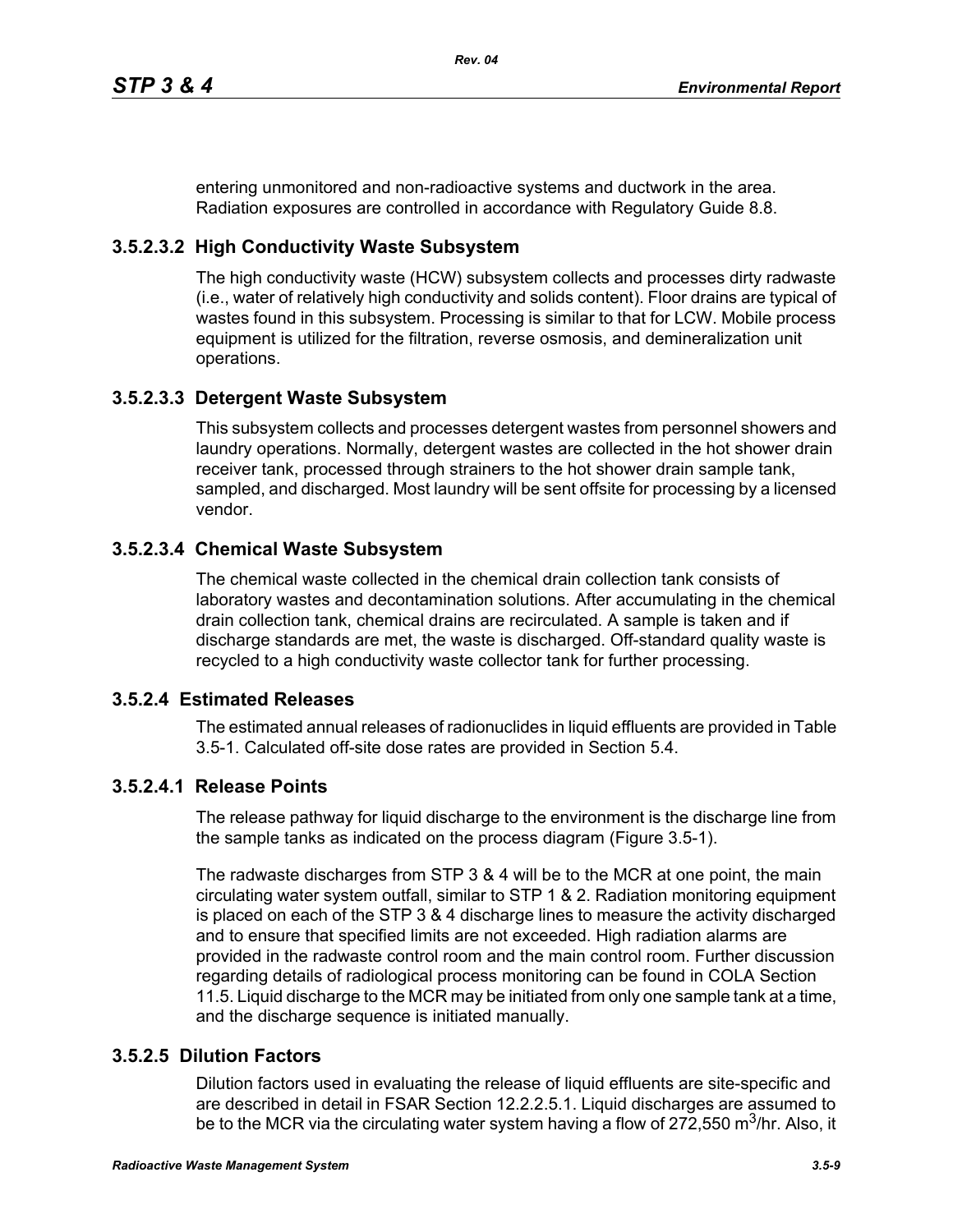entering unmonitored and non-radioactive systems and ductwork in the area. Radiation exposures are controlled in accordance with Regulatory Guide 8.8.

#### 3.5.2.3.2 High Conductivity Waste Subsystem

The high conductivity waste (HCW) subsystem collects and processes dirty radwaste (i.e., water of relatively high conductivity and solids content). Floor drains are typical of wastes found in this subsystem. Processing is similar to that for LCW. Mobile process equipment is utilized for the filtration, reverse osmosis, and demineralization unit operations.

#### 3.5.2.3.3 Detergent Waste Subsystem

This subsystem collects and processes detergent wastes from personnel showers and laundry operations. Normally, detergent wastes are collected in the hot shower drain receiver tank, processed through strainers to the hot shower drain sample tank, sampled, and discharged. Most laundry will be sent offsite for processing by a licensed vendor.

#### 3.5.2.3.4 Chemical Waste Subsystem

The chemical waste collected in the chemical drain collection tank consists of laboratory wastes and decontamination solutions. After accumulating in the chemical drain collection tank, chemical drains are recirculated. A sample is taken and if discharge standards are met, the waste is discharged. Off-standard quality waste is recycled to a high conductivity waste collector tank for further processing.

### 3.5.2.4 Estimated Releases

The estimated annual releases of radionuclides in liquid effluents are provided in Table 3.5-1. Calculated off-site dose rates are provided in Section 5.4.

#### 3.5.2.4.1 Release Points

The release pathway for liquid discharge to the environment is the discharge line from the sample tanks as indicated on the process diagram (Figure 3.5-1).

The radwaste discharges from STP 3 & 4 will be to the MCR at one point, the main circulating water system outfall, similar to STP 1 & 2. Radiation monitoring equipment is placed on each of the STP 3 & 4 discharge lines to measure the activity discharged and to ensure that specified limits are not exceeded. High radiation alarms are provided in the radwaste control room and the main control room. Further discussion regarding details of radiological process monitoring can be found in COLA Section 11.5. Liquid discharge to the MCR may be initiated from only one sample tank at a time, and the discharge sequence is initiated manually.

### 3.5.2.5 Dilution Factors

Dilution factors used in evaluating the release of liquid effluents are site-specific and are described in detail in FSAR Section 12.2.2.5.1. Liquid discharges are assumed to be to the MCR via the circulating water system having a flow of 272,550 $m^3$/hr. Also, it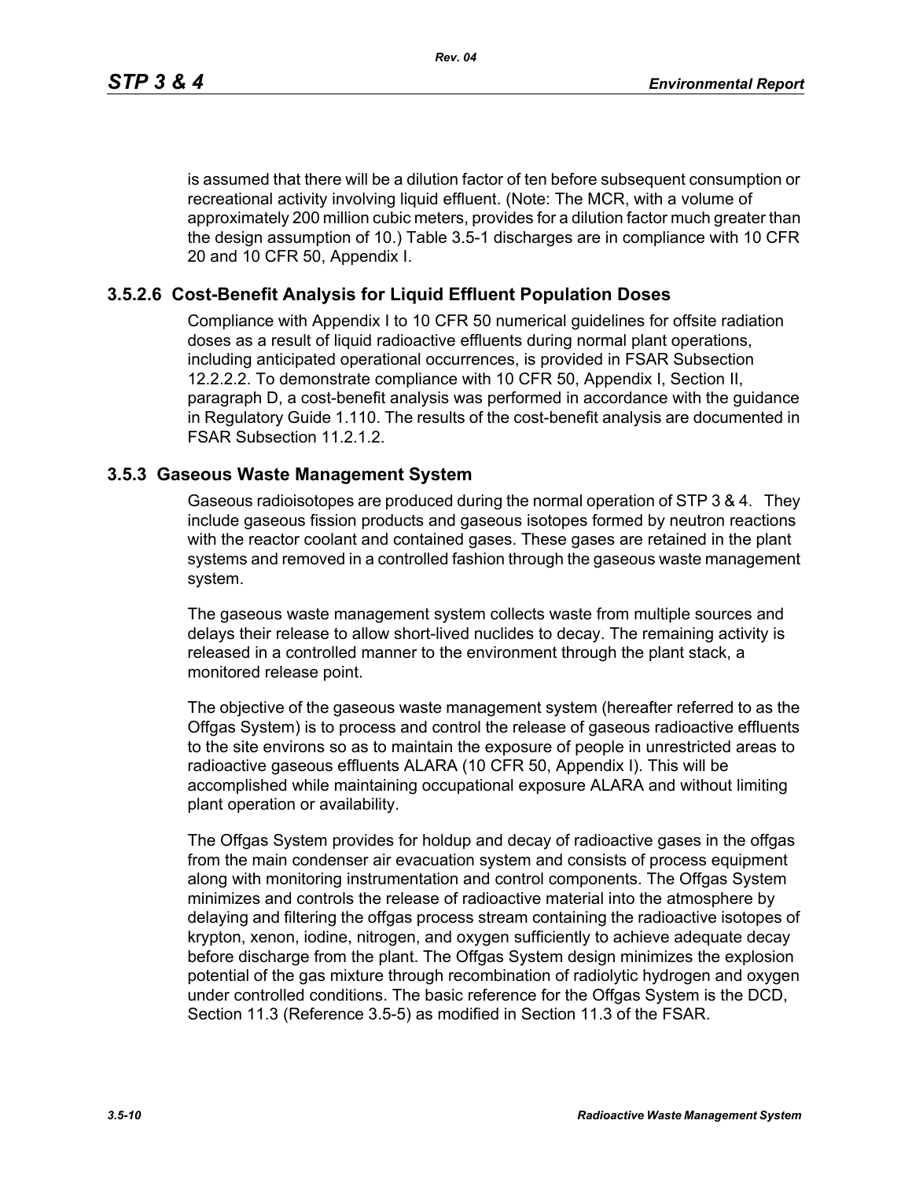is assumed that there will be a dilution factor of ten before subsequent consumption or recreational activity involving liquid effluent. (Note: The MCR, with a volume of approximately 200 million cubic meters, provides for a dilution factor much greater than the design assumption of 10.) Table 3.5-1 discharges are in compliance with 10 CFR 20 and 10 CFR 50, Appendix I.

### 3.5.2.6 Cost-Benefit Analysis for Liquid Effluent Population Doses

Compliance with Appendix I to 10 CFR 50 numerical guidelines for offsite radiation doses as a result of liquid radioactive effluents during normal plant operations, including anticipated operational occurrences, is provided in FSAR Subsection 12.2.2.2. To demonstrate compliance with 10 CFR 50, Appendix I, Section II, paragraph D, a cost-benefit analysis was performed in accordance with the guidance in Regulatory Guide 1.110. The results of the cost-benefit analysis are documented in FSAR Subsection 11.2.1.2.

## 3.5.3 Gaseous Waste Management System

Gaseous radioisotopes are produced during the normal operation of STP 3 & 4. They include gaseous fission products and gaseous isotopes formed by neutron reactions with the reactor coolant and contained gases. These gases are retained in the plant systems and removed in a controlled fashion through the gaseous waste management system.

The gaseous waste management system collects waste from multiple sources and delays their release to allow short-lived nuclides to decay. The remaining activity is released in a controlled manner to the environment through the plant stack, a monitored release point.

The objective of the gaseous waste management system (hereafter referred to as the Offgas System) is to process and control the release of gaseous radioactive effluents to the site environs so as to maintain the exposure of people in unrestricted areas to radioactive gaseous effluents ALARA (10 CFR 50, Appendix I). This will be accomplished while maintaining occupational exposure ALARA and without limiting plant operation or availability.

The Offgas System provides for holdup and decay of radioactive gases in the offgas from the main condenser air evacuation system and consists of process equipment along with monitoring instrumentation and control components. The Offgas System minimizes and controls the release of radioactive material into the atmosphere by delaying and filtering the offgas process stream containing the radioactive isotopes of krypton, xenon, iodine, nitrogen, and oxygen sufficiently to achieve adequate decay before discharge from the plant. The Offgas System design minimizes the explosion potential of the gas mixture through recombination of radiolytic hydrogen and oxygen under controlled conditions. The basic reference for the Offgas System is the DCD, Section 11.3 (Reference 3.5-5) as modified in Section 11.3 of the FSAR.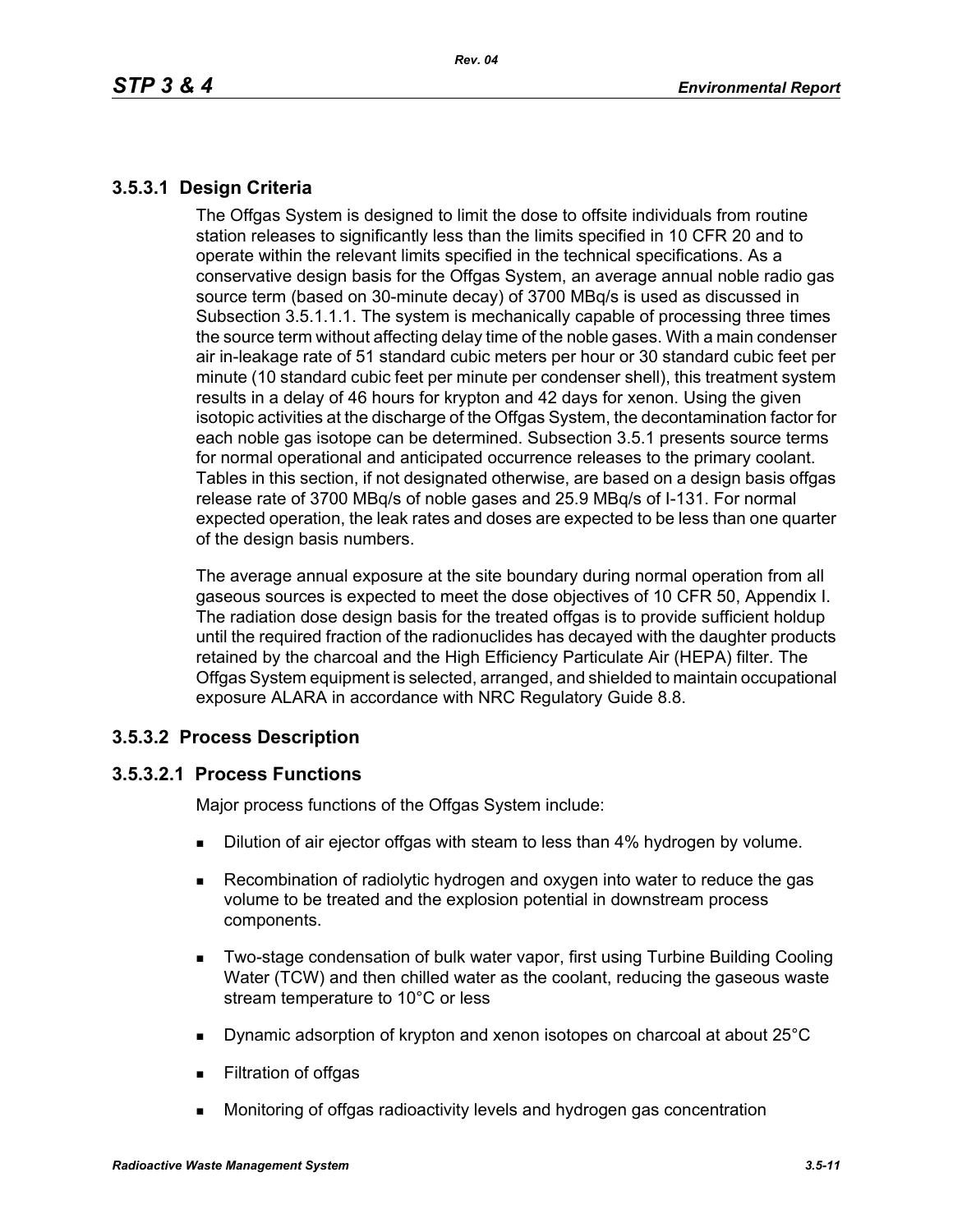### 3.5.3.1 Design Criteria

The Offgas System is designed to limit the dose to offsite individuals from routine station releases to significantly less than the limits specified in 10 CFR 20 and to operate within the relevant limits specified in the technical specifications. As a conservative design basis for the Offgas System, an average annual noble radio gas source term (based on 30-minute decay) of 3700 MBq/s is used as discussed in Subsection 3.5.1.1.1. The system is mechanically capable of processing three times the source term without affecting delay time of the noble gases. With a main condenser air in-leakage rate of 51 standard cubic meters per hour or 30 standard cubic feet per minute (10 standard cubic feet per minute per condenser shell), this treatment system results in a delay of 46 hours for krypton and 42 days for xenon. Using the given isotopic activities at the discharge of the Offgas System, the decontamination factor for each noble gas isotope can be determined. Subsection 3.5.1 presents source terms for normal operational and anticipated occurrence releases to the primary coolant. Tables in this section, if not designated otherwise, are based on a design basis offgas release rate of 3700 MBq/s of noble gases and 25.9 MBq/s of I-131. For normal expected operation, the leak rates and doses are expected to be less than one quarter of the design basis numbers.

The average annual exposure at the site boundary during normal operation from all gaseous sources is expected to meet the dose objectives of 10 CFR 50, Appendix I. The radiation dose design basis for the treated offgas is to provide sufficient holdup until the required fraction of the radionuclides has decayed with the daughter products retained by the charcoal and the High Efficiency Particulate Air (HEPA) filter. The Offgas System equipment is selected, arranged, and shielded to maintain occupational exposure ALARA in accordance with NRC Regulatory Guide 8.8.

### 3.5.3.2 Process Description

#### 3.5.3.2.1 Process Functions

Major process functions of the Offgas System include:

- Dilution of air ejector offgas with steam to less than 4% hydrogen by volume.
- Recombination of radiolytic hydrogen and oxygen into water to reduce the gas volume to be treated and the explosion potential in downstream process components.
- Two-stage condensation of bulk water vapor, first using Turbine Building Cooling Water (TCW) and then chilled water as the coolant, reducing the gaseous waste stream temperature to 10°C or less
- Dynamic adsorption of krypton and xenon isotopes on charcoal at about 25°C
- Filtration of offgas
- Monitoring of offgas radioactivity levels and hydrogen gas concentration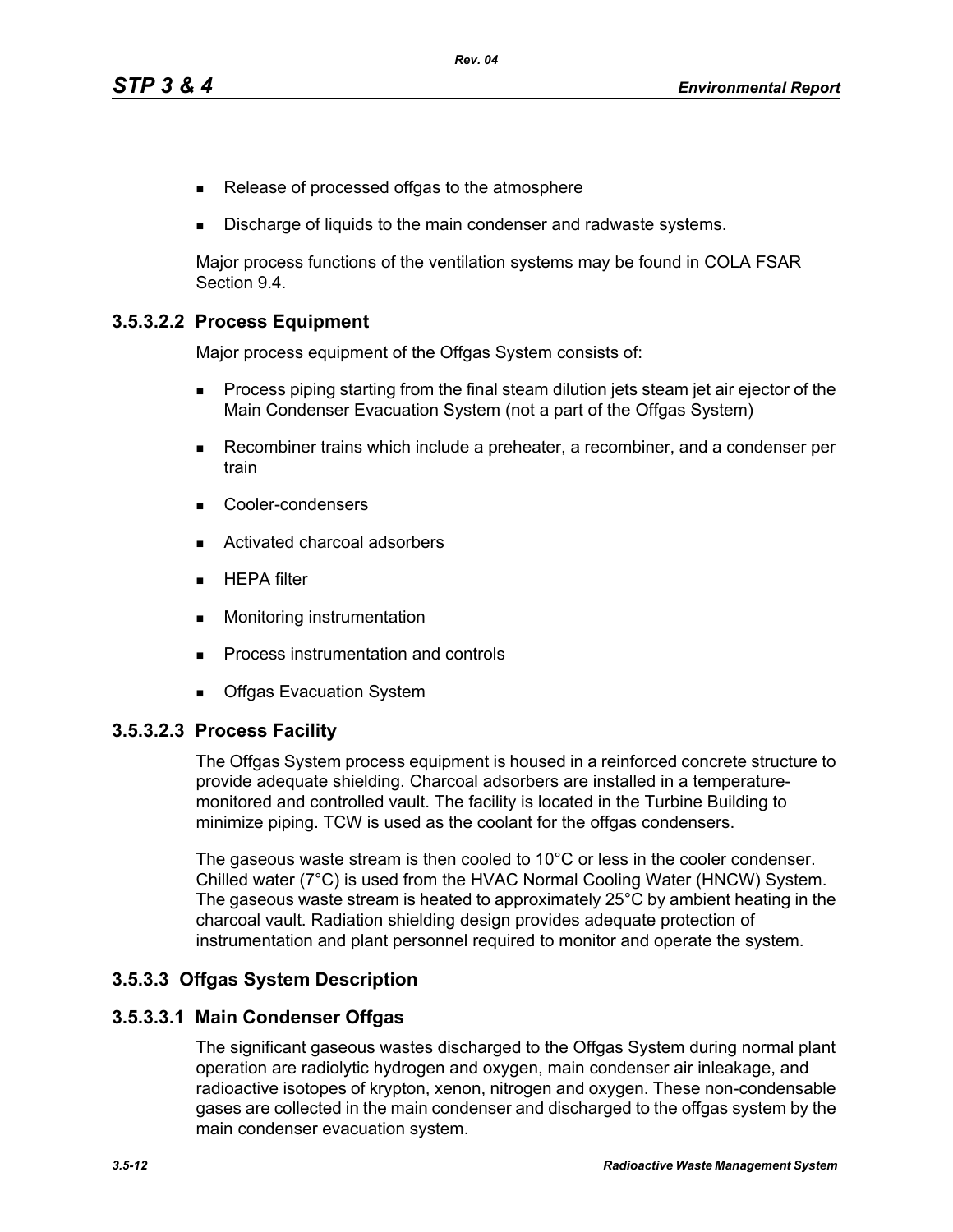- Release of processed offgas to the atmosphere
- Discharge of liquids to the main condenser and radwaste systems.

Major process functions of the ventilation systems may be found in COLA FSAR Section 9.4.

### 3.5.3.2.2 Process Equipment

Major process equipment of the Offgas System consists of:

- Process piping starting from the final steam dilution jets steam jet air ejector of the Main Condenser Evacuation System (not a part of the Offgas System)
- Recombiner trains which include a preheater, a recombiner, and a condenser per train
- Cooler-condensers
- Activated charcoal adsorbers
- HEPA filter
- Monitoring instrumentation
- Process instrumentation and controls
- Offgas Evacuation System

### 3.5.3.2.3 Process Facility

The Offgas System process equipment is housed in a reinforced concrete structure to provide adequate shielding. Charcoal adsorbers are installed in a temperature-monitored and controlled vault. The facility is located in the Turbine Building to minimize piping. TCW is used as the coolant for the offgas condensers.

The gaseous waste stream is then cooled to 10°C or less in the cooler condenser. Chilled water (7°C) is used from the HVAC Normal Cooling Water (HNCW) System. The gaseous waste stream is heated to approximately 25°C by ambient heating in the charcoal vault. Radiation shielding design provides adequate protection of instrumentation and plant personnel required to monitor and operate the system.

## 3.5.3.3 Offgas System Description

### 3.5.3.3.1 Main Condenser Offgas

The significant gaseous wastes discharged to the Offgas System during normal plant operation are radiolytic hydrogen and oxygen, main condenser air inleakage, and radioactive isotopes of krypton, xenon, nitrogen and oxygen. These non-condensable gases are collected in the main condenser and discharged to the offgas system by the main condenser evacuation system.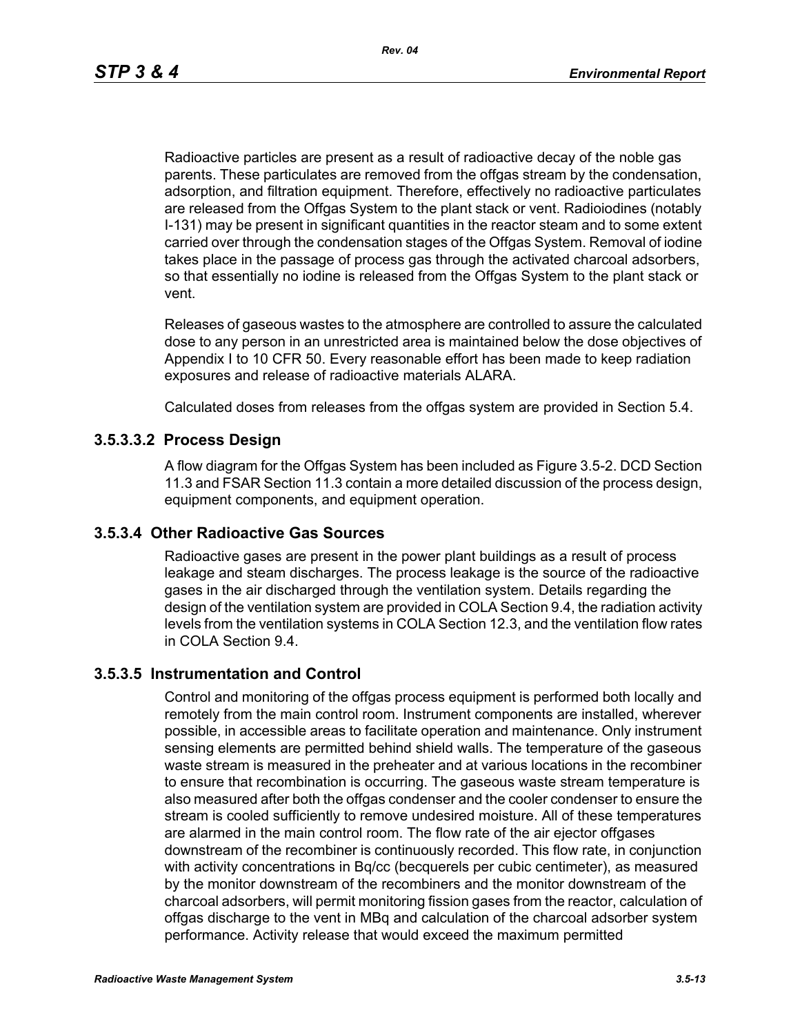Radioactive particles are present as a result of radioactive decay of the noble gas parents. These particulates are removed from the offgas stream by the condensation, adsorption, and filtration equipment. Therefore, effectively no radioactive particulates are released from the Offgas System to the plant stack or vent. Radioiodines (notably I-131) may be present in significant quantities in the reactor steam and to some extent carried over through the condensation stages of the Offgas System. Removal of iodine takes place in the passage of process gas through the activated charcoal adsorbers, so that essentially no iodine is released from the Offgas System to the plant stack or vent.

Releases of gaseous wastes to the atmosphere are controlled to assure the calculated dose to any person in an unrestricted area is maintained below the dose objectives of Appendix I to 10 CFR 50. Every reasonable effort has been made to keep radiation exposures and release of radioactive materials ALARA.

Calculated doses from releases from the offgas system are provided in Section 5.4.

### 3.5.3.3.2 Process Design

A flow diagram for the Offgas System has been included as Figure 3.5-2. DCD Section 11.3 and FSAR Section 11.3 contain a more detailed discussion of the process design, equipment components, and equipment operation.

## 3.5.3.4 Other Radioactive Gas Sources

Radioactive gases are present in the power plant buildings as a result of process leakage and steam discharges. The process leakage is the source of the radioactive gases in the air discharged through the ventilation system. Details regarding the design of the ventilation system are provided in COLA Section 9.4, the radiation activity levels from the ventilation systems in COLA Section 12.3, and the ventilation flow rates in COLA Section 9.4.

## 3.5.3.5 Instrumentation and Control

Control and monitoring of the offgas process equipment is performed both locally and remotely from the main control room. Instrument components are installed, wherever possible, in accessible areas to facilitate operation and maintenance. Only instrument sensing elements are permitted behind shield walls. The temperature of the gaseous waste stream is measured in the preheater and at various locations in the recombiner to ensure that recombination is occurring. The gaseous waste stream temperature is also measured after both the offgas condenser and the cooler condenser to ensure the stream is cooled sufficiently to remove undesired moisture. All of these temperatures are alarmed in the main control room. The flow rate of the air ejector offgases downstream of the recombiner is continuously recorded. This flow rate, in conjunction with activity concentrations in Bq/cc (becquerels per cubic centimeter), as measured by the monitor downstream of the recombiners and the monitor downstream of the charcoal adsorbers, will permit monitoring fission gases from the reactor, calculation of offgas discharge to the vent in MBq and calculation of the charcoal adsorber system performance. Activity release that would exceed the maximum permitted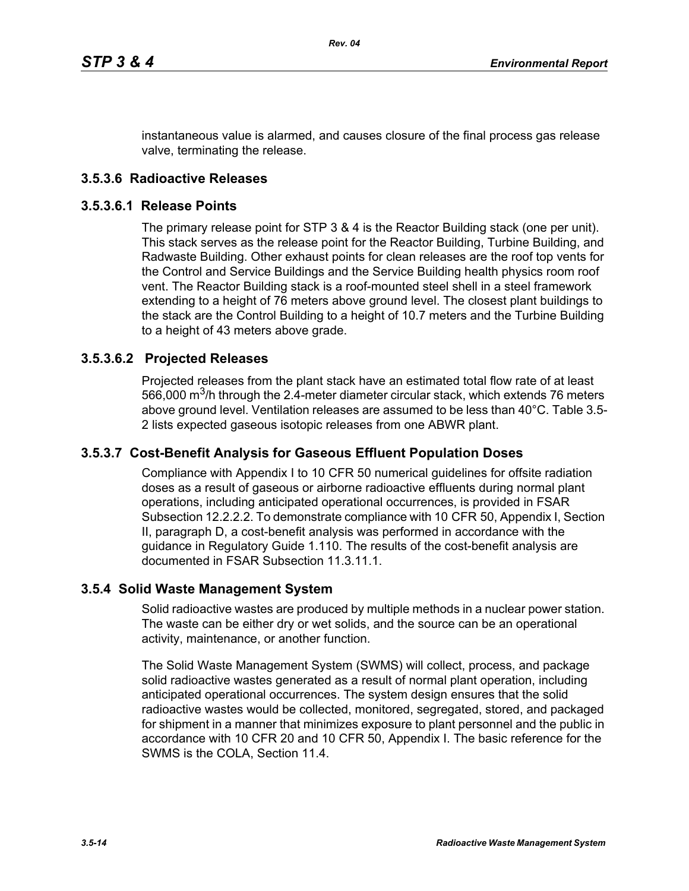instantaneous value is alarmed, and causes closure of the final process gas release valve, terminating the release.

### 3.5.3.6 Radioactive Releases

#### 3.5.3.6.1 Release Points

The primary release point for STP 3 & 4 is the Reactor Building stack (one per unit). This stack serves as the release point for the Reactor Building, Turbine Building, and Radwaste Building. Other exhaust points for clean releases are the roof top vents for the Control and Service Buildings and the Service Building health physics room roof vent. The Reactor Building stack is a roof-mounted steel shell in a steel framework extending to a height of 76 meters above ground level. The closest plant buildings to the stack are the Control Building to a height of 10.7 meters and the Turbine Building to a height of 43 meters above grade.

#### 3.5.3.6.2 Projected Releases

Projected releases from the plant stack have an estimated total flow rate of at least 566,000 $m^3$/h through the 2.4-meter diameter circular stack, which extends 76 meters above ground level. Ventilation releases are assumed to be less than 40°C. Table 3.5-2 lists expected gaseous isotopic releases from one ABWR plant.

### 3.5.3.7 Cost-Benefit Analysis for Gaseous Effluent Population Doses

Compliance with Appendix I to 10 CFR 50 numerical guidelines for offsite radiation doses as a result of gaseous or airborne radioactive effluents during normal plant operations, including anticipated operational occurrences, is provided in FSAR Subsection 12.2.2.2. To demonstrate compliance with 10 CFR 50, Appendix I, Section II, paragraph D, a cost-benefit analysis was performed in accordance with the guidance in Regulatory Guide 1.110. The results of the cost-benefit analysis are documented in FSAR Subsection 11.3.11.1.

## 3.5.4 Solid Waste Management System

Solid radioactive wastes are produced by multiple methods in a nuclear power station. The waste can be either dry or wet solids, and the source can be an operational activity, maintenance, or another function.

The Solid Waste Management System (SWMS) will collect, process, and package solid radioactive wastes generated as a result of normal plant operation, including anticipated operational occurrences. The system design ensures that the solid radioactive wastes would be collected, monitored, segregated, stored, and packaged for shipment in a manner that minimizes exposure to plant personnel and the public in accordance with 10 CFR 20 and 10 CFR 50, Appendix I. The basic reference for the SWMS is the COLA, Section 11.4.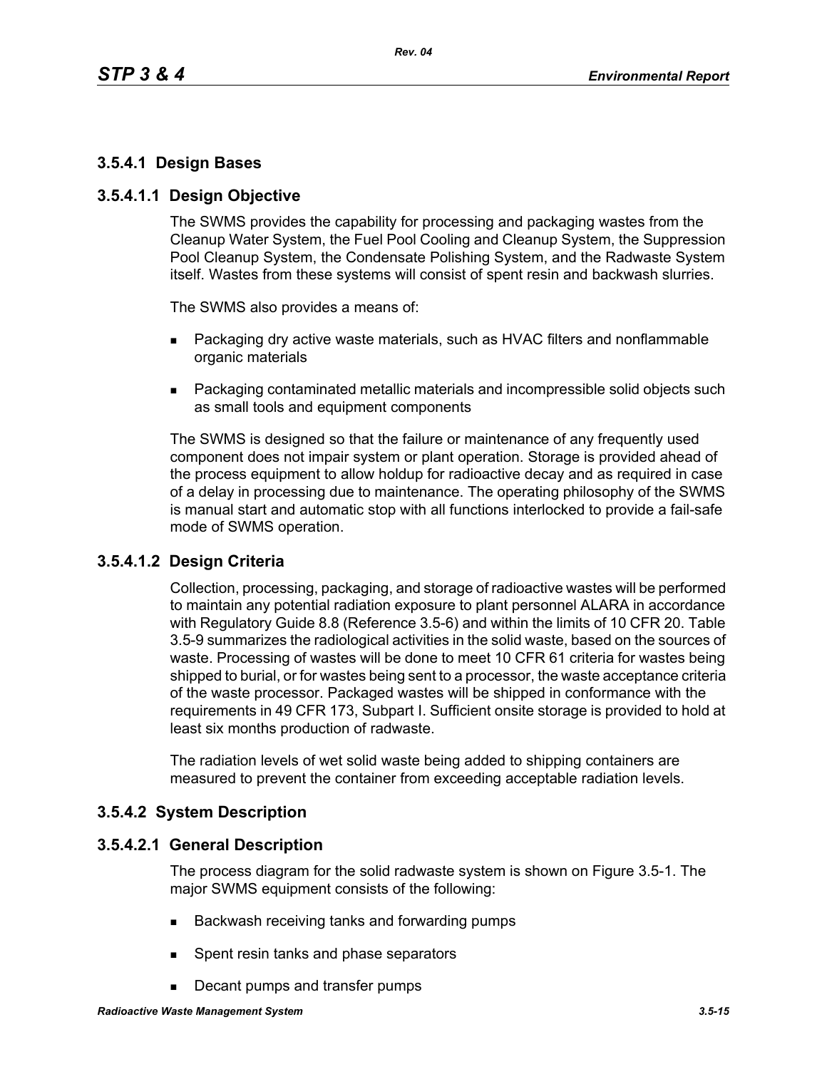### 3.5.4.1 Design Bases

#### 3.5.4.1.1 Design Objective

The SWMS provides the capability for processing and packaging wastes from the Cleanup Water System, the Fuel Pool Cooling and Cleanup System, the Suppression Pool Cleanup System, the Condensate Polishing System, and the Radwaste System itself. Wastes from these systems will consist of spent resin and backwash slurries.

The SWMS also provides a means of:

- Packaging dry active waste materials, such as HVAC filters and nonflammable organic materials
- Packaging contaminated metallic materials and incompressible solid objects such as small tools and equipment components

The SWMS is designed so that the failure or maintenance of any frequently used component does not impair system or plant operation. Storage is provided ahead of the process equipment to allow holdup for radioactive decay and as required in case of a delay in processing due to maintenance. The operating philosophy of the SWMS is manual start and automatic stop with all functions interlocked to provide a fail-safe mode of SWMS operation.

#### 3.5.4.1.2 Design Criteria

Collection, processing, packaging, and storage of radioactive wastes will be performed to maintain any potential radiation exposure to plant personnel ALARA in accordance with Regulatory Guide 8.8 (Reference 3.5-6) and within the limits of 10 CFR 20. Table 3.5-9 summarizes the radiological activities in the solid waste, based on the sources of waste. Processing of wastes will be done to meet 10 CFR 61 criteria for wastes being shipped to burial, or for wastes being sent to a processor, the waste acceptance criteria of the waste processor. Packaged wastes will be shipped in conformance with the requirements in 49 CFR 173, Subpart I. Sufficient onsite storage is provided to hold at least six months production of radwaste.

The radiation levels of wet solid waste being added to shipping containers are measured to prevent the container from exceeding acceptable radiation levels.

### 3.5.4.2 System Description

#### 3.5.4.2.1 General Description

The process diagram for the solid radwaste system is shown on Figure 3.5-1. The major SWMS equipment consists of the following:

- Backwash receiving tanks and forwarding pumps
- Spent resin tanks and phase separators
- Decant pumps and transfer pumps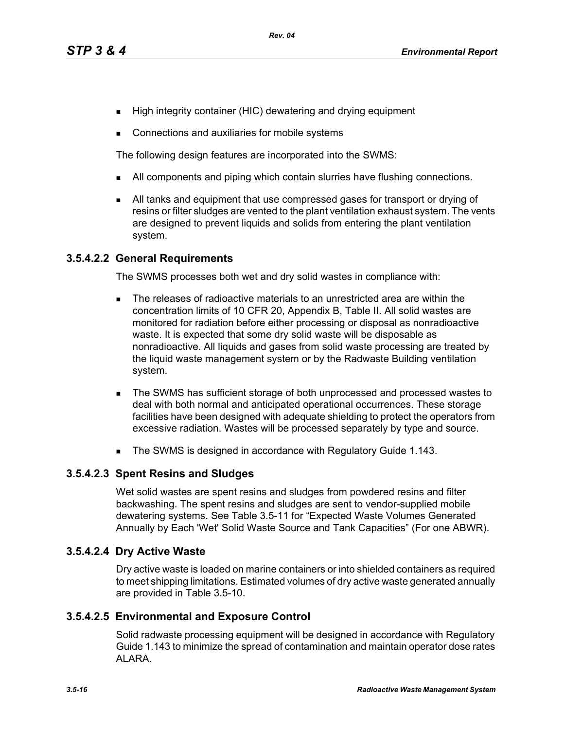- High integrity container (HIC) dewatering and drying equipment
- Connections and auxiliaries for mobile systems

The following design features are incorporated into the SWMS:

- All components and piping which contain slurries have flushing connections.
- All tanks and equipment that use compressed gases for transport or drying of resins or filter sludges are vented to the plant ventilation exhaust system. The vents are designed to prevent liquids and solids from entering the plant ventilation system.

### 3.5.4.2.2 General Requirements

The SWMS processes both wet and dry solid wastes in compliance with:

- The releases of radioactive materials to an unrestricted area are within the concentration limits of 10 CFR 20, Appendix B, Table II. All solid wastes are monitored for radiation before either processing or disposal as nonradioactive waste. It is expected that some dry solid waste will be disposable as nonradioactive. All liquids and gases from solid waste processing are treated by the liquid waste management system or by the Radwaste Building ventilation system.
- The SWMS has sufficient storage of both unprocessed and processed wastes to deal with both normal and anticipated operational occurrences. These storage facilities have been designed with adequate shielding to protect the operators from excessive radiation. Wastes will be processed separately by type and source.
- The SWMS is designed in accordance with Regulatory Guide 1.143.

### 3.5.4.2.3 Spent Resins and Sludges

Wet solid wastes are spent resins and sludges from powdered resins and filter backwashing. The spent resins and sludges are sent to vendor-supplied mobile dewatering systems. See Table 3.5-11 for "Expected Waste Volumes Generated Annually by Each 'Wet' Solid Waste Source and Tank Capacities" (For one ABWR).

### 3.5.4.2.4 Dry Active Waste

Dry active waste is loaded on marine containers or into shielded containers as required to meet shipping limitations. Estimated volumes of dry active waste generated annually are provided in Table 3.5-10.

### 3.5.4.2.5 Environmental and Exposure Control

Solid radwaste processing equipment will be designed in accordance with Regulatory Guide 1.143 to minimize the spread of contamination and maintain operator dose rates ALARA.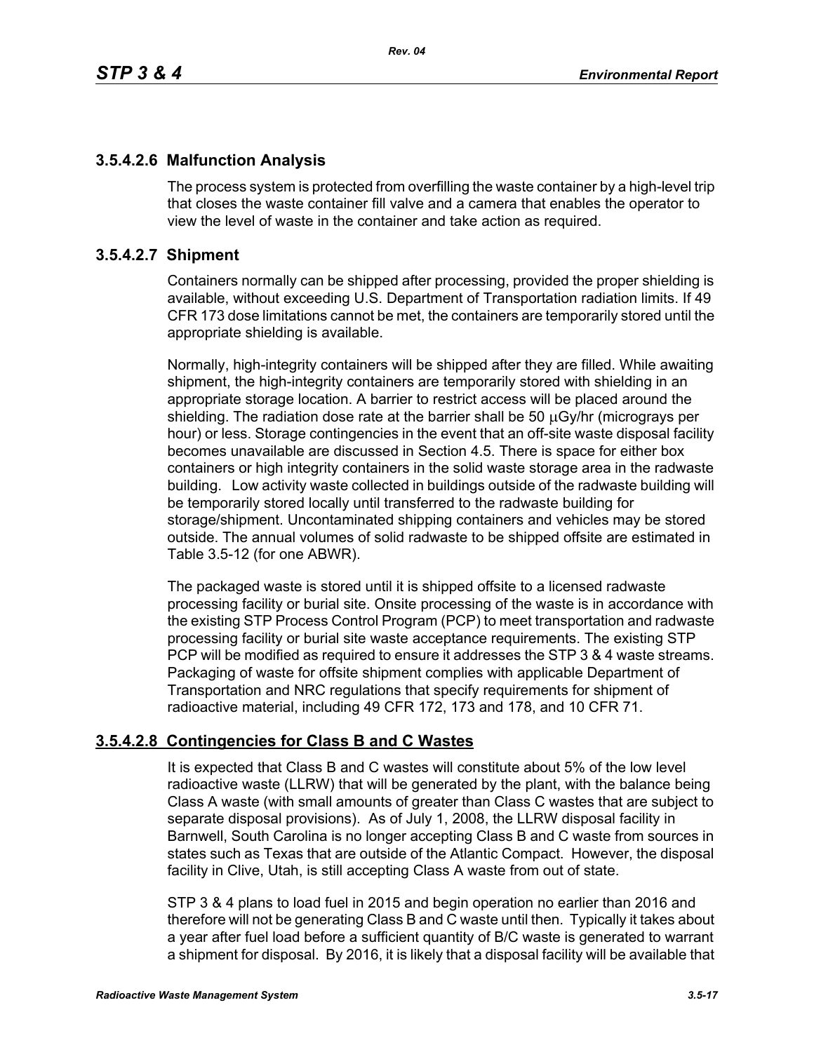### 3.5.4.2.6 Malfunction Analysis

The process system is protected from overfilling the waste container by a high-level trip that closes the waste container fill valve and a camera that enables the operator to view the level of waste in the container and take action as required.

### 3.5.4.2.7 Shipment

Containers normally can be shipped after processing, provided the proper shielding is available, without exceeding U.S. Department of Transportation radiation limits. If 49 CFR 173 dose limitations cannot be met, the containers are temporarily stored until the appropriate shielding is available.

Normally, high-integrity containers will be shipped after they are filled. While awaiting shipment, the high-integrity containers are temporarily stored with shielding in an appropriate storage location. A barrier to restrict access will be placed around the shielding. The radiation dose rate at the barrier shall be 50 $\mu$Gy/hr (micrograys per hour) or less. Storage contingencies in the event that an off-site waste disposal facility becomes unavailable are discussed in Section 4.5. There is space for either box containers or high integrity containers in the solid waste storage area in the radwaste building. Low activity waste collected in buildings outside of the radwaste building will be temporarily stored locally until transferred to the radwaste building for storage/shipment. Uncontaminated shipping containers and vehicles may be stored outside. The annual volumes of solid radwaste to be shipped offsite are estimated in Table 3.5-12 (for one ABWR).

The packaged waste is stored until it is shipped offsite to a licensed radwaste processing facility or burial site. Onsite processing of the waste is in accordance with the existing STP Process Control Program (PCP) to meet transportation and radwaste processing facility or burial site waste acceptance requirements. The existing STP PCP will be modified as required to ensure it addresses the STP 3 & 4 waste streams. Packaging of waste for offsite shipment complies with applicable Department of Transportation and NRC regulations that specify requirements for shipment of radioactive material, including 49 CFR 172, 173 and 178, and 10 CFR 71.

### 3.5.4.2.8 Contingencies for Class B and C Wastes

It is expected that Class B and C wastes will constitute about 5% of the low level radioactive waste (LLRW) that will be generated by the plant, with the balance being Class A waste (with small amounts of greater than Class C wastes that are subject to separate disposal provisions). As of July 1, 2008, the LLRW disposal facility in Barnwell, South Carolina is no longer accepting Class B and C waste from sources in states such as Texas that are outside of the Atlantic Compact. However, the disposal facility in Clive, Utah, is still accepting Class A waste from out of state.

STP 3 & 4 plans to load fuel in 2015 and begin operation no earlier than 2016 and therefore will not be generating Class B and C waste until then. Typically it takes about a year after fuel load before a sufficient quantity of B/C waste is generated to warrant a shipment for disposal. By 2016, it is likely that a disposal facility will be available that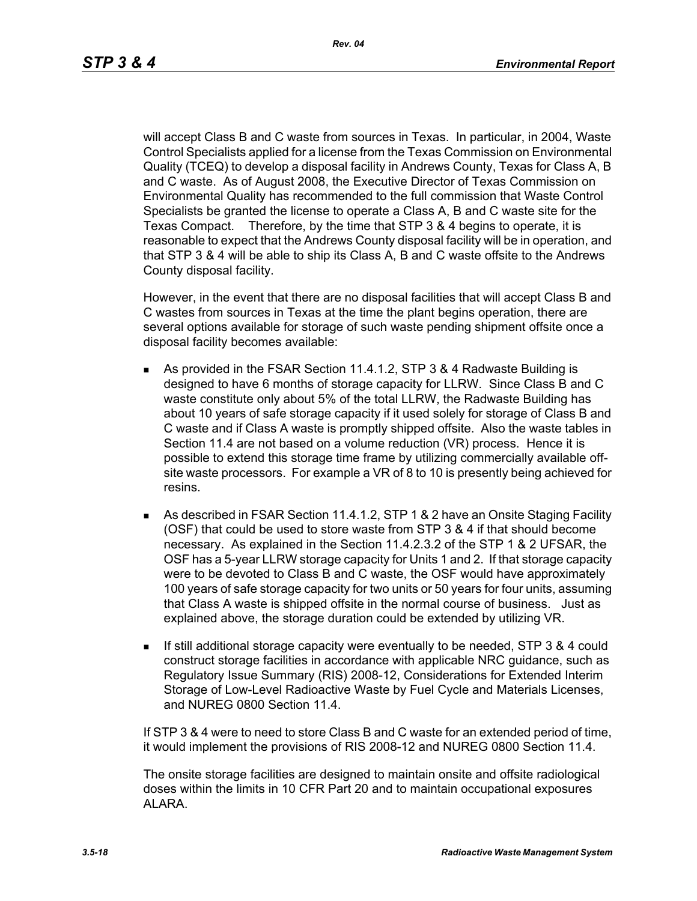will accept Class B and C waste from sources in Texas. In particular, in 2004, Waste Control Specialists applied for a license from the Texas Commission on Environmental Quality (TCEQ) to develop a disposal facility in Andrews County, Texas for Class A, B and C waste. As of August 2008, the Executive Director of Texas Commission on Environmental Quality has recommended to the full commission that Waste Control Specialists be granted the license to operate a Class A, B and C waste site for the Texas Compact. Therefore, by the time that STP 3 & 4 begins to operate, it is reasonable to expect that the Andrews County disposal facility will be in operation, and that STP 3 & 4 will be able to ship its Class A, B and C waste offsite to the Andrews County disposal facility.

However, in the event that there are no disposal facilities that will accept Class B and C wastes from sources in Texas at the time the plant begins operation, there are several options available for storage of such waste pending shipment offsite once a disposal facility becomes available:

- As provided in the FSAR Section 11.4.1.2, STP 3 & 4 Radwaste Building is designed to have 6 months of storage capacity for LLRW. Since Class B and C waste constitute only about 5% of the total LLRW, the Radwaste Building has about 10 years of safe storage capacity if it used solely for storage of Class B and C waste and if Class A waste is promptly shipped offsite. Also the waste tables in Section 11.4 are not based on a volume reduction (VR) process. Hence it is possible to extend this storage time frame by utilizing commercially available off-site waste processors. For example a VR of 8 to 10 is presently being achieved for resins.
- As described in FSAR Section 11.4.1.2, STP 1 & 2 have an Onsite Staging Facility (OSF) that could be used to store waste from STP 3 & 4 if that should become necessary. As explained in the Section 11.4.2.3.2 of the STP 1 & 2 UFSAR, the OSF has a 5-year LLRW storage capacity for Units 1 and 2. If that storage capacity were to be devoted to Class B and C waste, the OSF would have approximately 100 years of safe storage capacity for two units or 50 years for four units, assuming that Class A waste is shipped offsite in the normal course of business. Just as explained above, the storage duration could be extended by utilizing VR.
- If still additional storage capacity were eventually to be needed, STP 3 & 4 could construct storage facilities in accordance with applicable NRC guidance, such as Regulatory Issue Summary (RIS) 2008-12, Considerations for Extended Interim Storage of Low-Level Radioactive Waste by Fuel Cycle and Materials Licenses, and NUREG 0800 Section 11.4.

If STP 3 & 4 were to need to store Class B and C waste for an extended period of time, it would implement the provisions of RIS 2008-12 and NUREG 0800 Section 11.4.

The onsite storage facilities are designed to maintain onsite and offsite radiological doses within the limits in 10 CFR Part 20 and to maintain occupational exposures ALARA.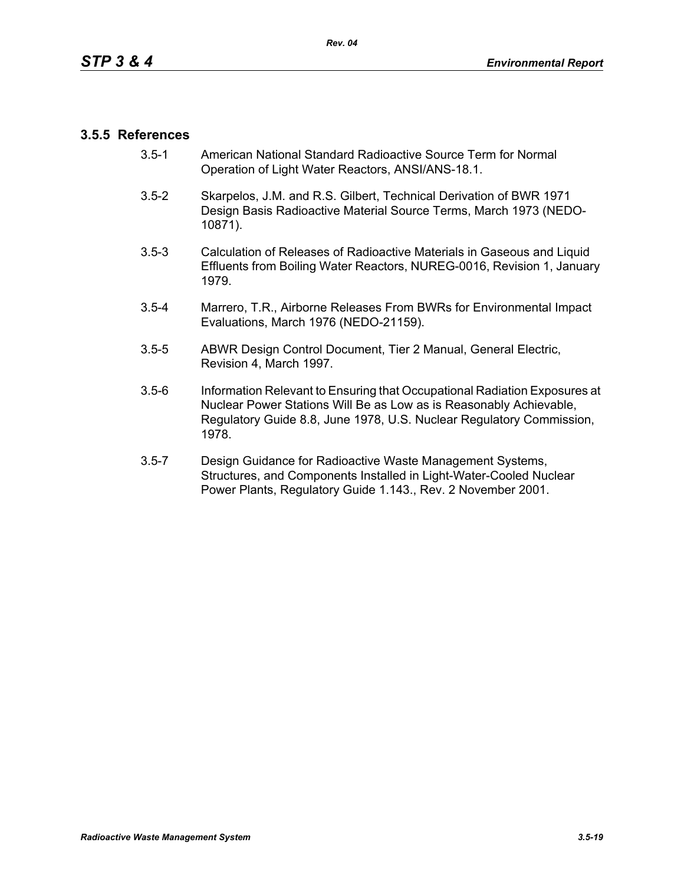### 3.5.5 References

3.5-1 American National Standard Radioactive Source Term for Normal Operation of Light Water Reactors, ANSI/ANS-18.1.

3.5-2 Skarpelos, J.M. and R.S. Gilbert, Technical Derivation of BWR 1971 Design Basis Radioactive Material Source Terms, March 1973 (NEDO-10871).

3.5-3 Calculation of Releases of Radioactive Materials in Gaseous and Liquid Effluents from Boiling Water Reactors, NUREG-0016, Revision 1, January 1979.

3.5-4 Marrero, T.R., Airborne Releases From BWRs for Environmental Impact Evaluations, March 1976 (NEDO-21159).

3.5-5 ABWR Design Control Document, Tier 2 Manual, General Electric, Revision 4, March 1997.

3.5-6 Information Relevant to Ensuring that Occupational Radiation Exposures at Nuclear Power Stations Will Be as Low as is Reasonably Achievable, Regulatory Guide 8.8, June 1978, U.S. Nuclear Regulatory Commission, 1978.

3.5-7 Design Guidance for Radioactive Waste Management Systems, Structures, and Components Installed in Light-Water-Cooled Nuclear Power Plants, Regulatory Guide 1.143., Rev. 2 November 2001.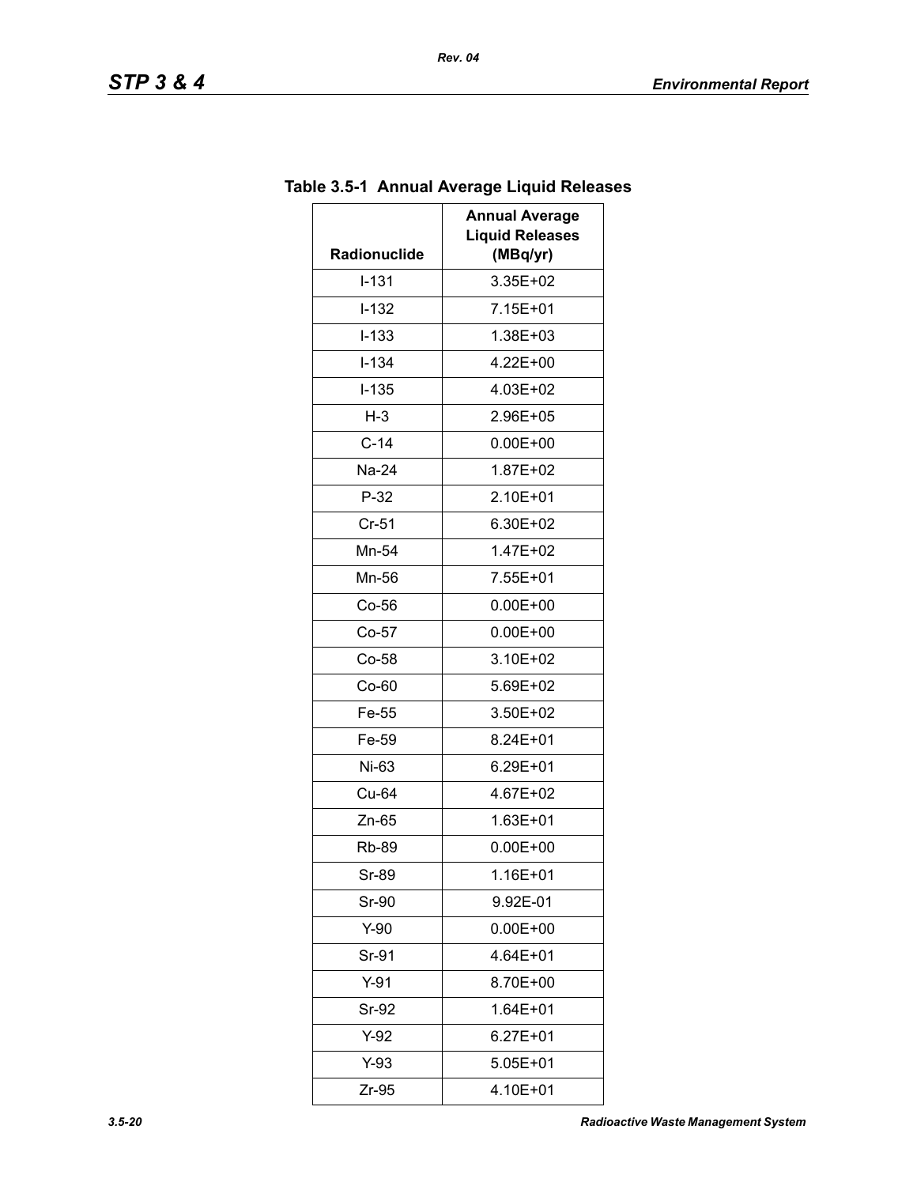**Table 3.5-1 Annual Average Liquid Releases**

| Radionuclide | Annual Average Liquid Releases (MBq/yr) |
|---|---|
| I-131 | 3.35E+02 |
| I-132 | 7.15E+01 |
| I-133 | 1.38E+03 |
| I-134 | 4.22E+00 |
| I-135 | 4.03E+02 |
| H-3 | 2.96E+05 |
| C-14 | 0.00E+00 |
| Na-24 | 1.87E+02 |
| P-32 | 2.10E+01 |
| Cr-51 | 6.30E+02 |
| Mn-54 | 1.47E+02 |
| Mn-56 | 7.55E+01 |
| Co-56 | 0.00E+00 |
| Co-57 | 0.00E+00 |
| Co-58 | 3.10E+02 |
| Co-60 | 5.69E+02 |
| Fe-55 | 3.50E+02 |
| Fe-59 | 8.24E+01 |
| Ni-63 | 6.29E+01 |
| Cu-64 | 4.67E+02 |
| Zn-65 | 1.63E+01 |
| Rb-89 | 0.00E+00 |
| Sr-89 | 1.16E+01 |
| Sr-90 | 9.92E-01 |
| Y-90 | 0.00E+00 |
| Sr-91 | 4.64E+01 |
| Y-91 | 8.70E+00 |
| Sr-92 | 1.64E+01 |
| Y-92 | 6.27E+01 |
| Y-93 | 5.05E+01 |
| Zr-95 | 4.10E+01 |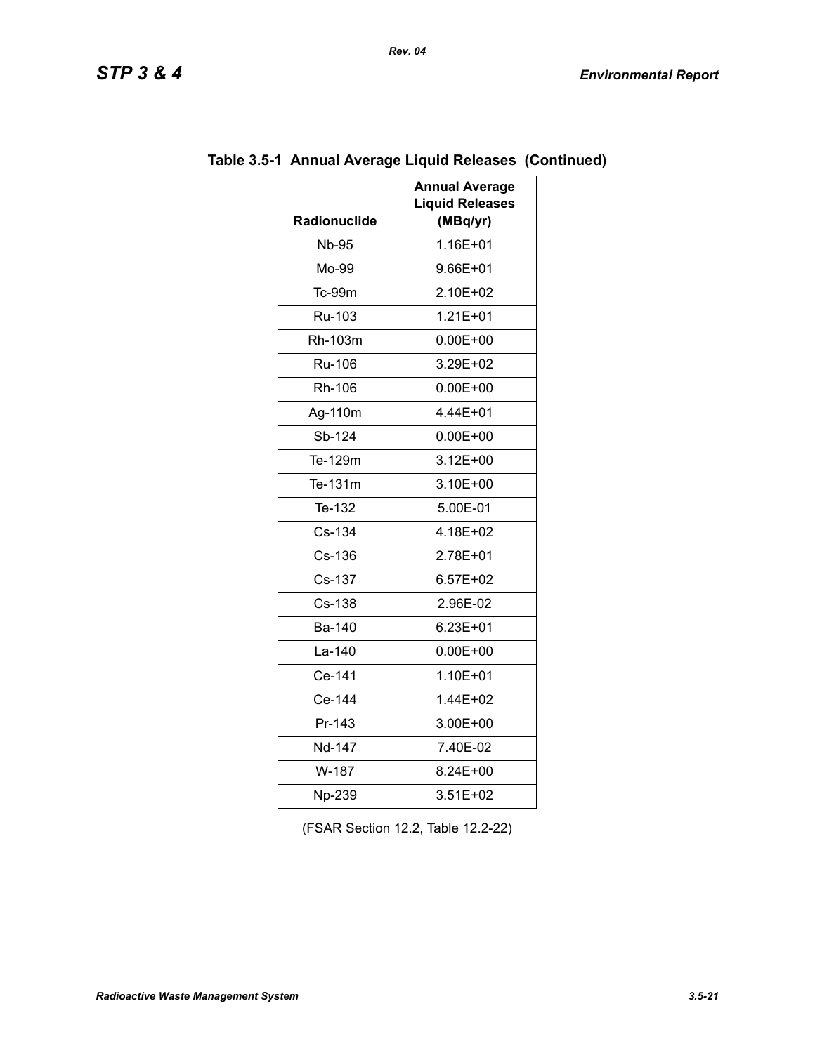**Table 3.5-1 Annual Average Liquid Releases (Continued)**

| Radionuclide | Annual Average Liquid Releases (MBq/yr) |
|---|---|
| Nb-95 | 1.16E+01 |
| Mo-99 | 9.66E+01 |
| Tc-99m | 2.10E+02 |
| Ru-103 | 1.21E+01 |
| Rh-103m | 0.00E+00 |
| Ru-106 | 3.29E+02 |
| Rh-106 | 0.00E+00 |
| Ag-110m | 4.44E+01 |
| Sb-124 | 0.00E+00 |
| Te-129m | 3.12E+00 |
| Te-131m | 3.10E+00 |
| Te-132 | 5.00E-01 |
| Cs-134 | 4.18E+02 |
| Cs-136 | 2.78E+01 |
| Cs-137 | 6.57E+02 |
| Cs-138 | 2.96E-02 |
| Ba-140 | 6.23E+01 |
| La-140 | 0.00E+00 |
| Ce-141 | 1.10E+01 |
| Ce-144 | 1.44E+02 |
| Pr-143 | 3.00E+00 |
| Nd-147 | 7.40E-02 |
| W-187 | 8.24E+00 |
| Np-239 | 3.51E+02 |

(FSAR Section 12.2, Table 12.2-22)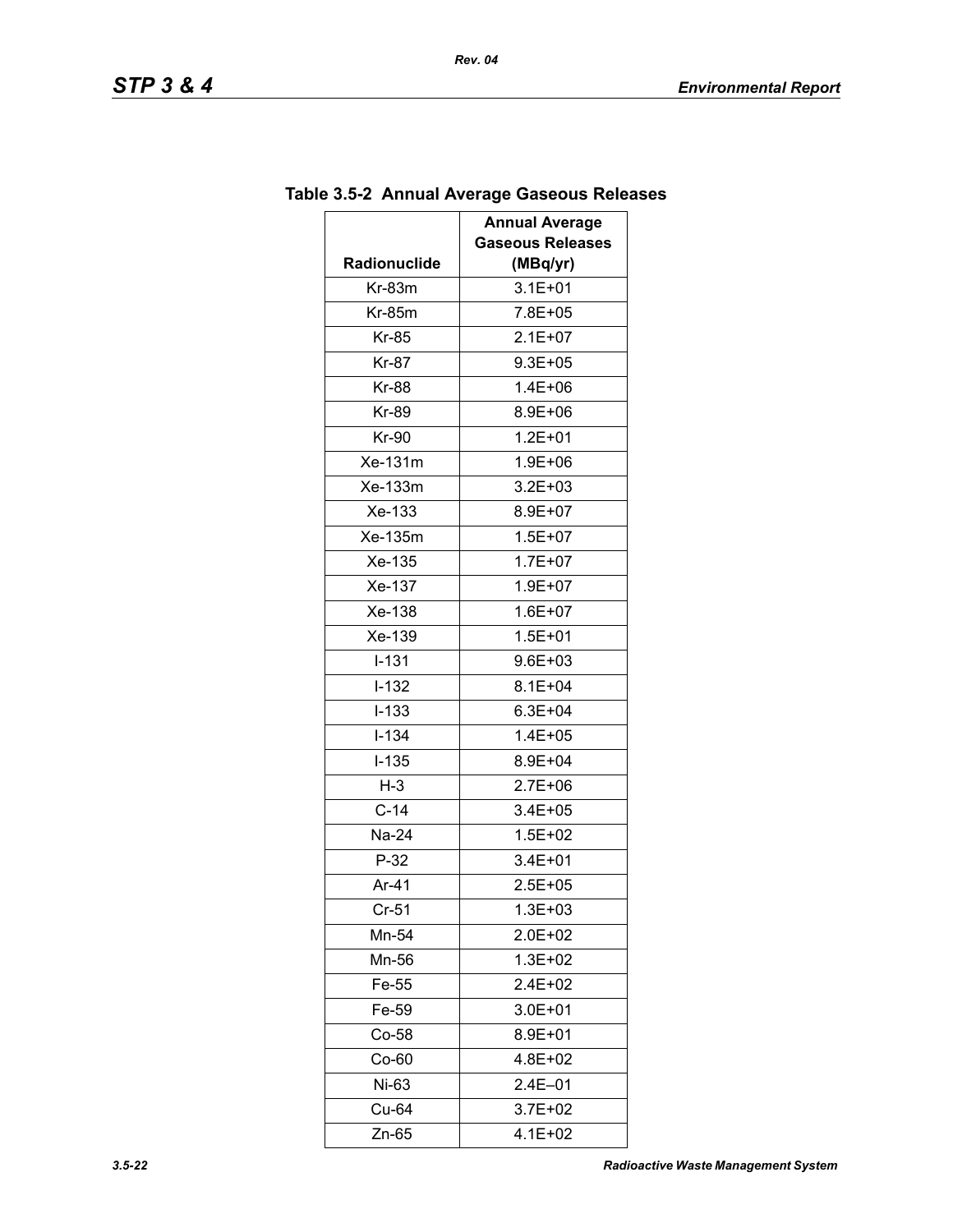**Table 3.5-2 Annual Average Gaseous Releases**

| Radionuclide | Annual Average Gaseous Releases (MBq/yr) |
|---|---|
| Kr-83m | 3.1E+01 |
| Kr-85m | 7.8E+05 |
| Kr-85 | 2.1E+07 |
| Kr-87 | 9.3E+05 |
| Kr-88 | 1.4E+06 |
| Kr-89 | 8.9E+06 |
| Kr-90 | 1.2E+01 |
| Xe-131m | 1.9E+06 |
| Xe-133m | 3.2E+03 |
| Xe-133 | 8.9E+07 |
| Xe-135m | 1.5E+07 |
| Xe-135 | 1.7E+07 |
| Xe-137 | 1.9E+07 |
| Xe-138 | 1.6E+07 |
| Xe-139 | 1.5E+01 |
| I-131 | 9.6E+03 |
| I-132 | 8.1E+04 |
| I-133 | 6.3E+04 |
| I-134 | 1.4E+05 |
| I-135 | 8.9E+04 |
| H-3 | 2.7E+06 |
| C-14 | 3.4E+05 |
| Na-24 | 1.5E+02 |
| P-32 | 3.4E+01 |
| Ar-41 | 2.5E+05 |
| Cr-51 | 1.3E+03 |
| Mn-54 | 2.0E+02 |
| Mn-56 | 1.3E+02 |
| Fe-55 | 2.4E+02 |
| Fe-59 | 3.0E+01 |
| Co-58 | 8.9E+01 |
| Co-60 | 4.8E+02 |
| Ni-63 | 2.4E–01 |
| Cu-64 | 3.7E+02 |
| Zn-65 | 4.1E+02 |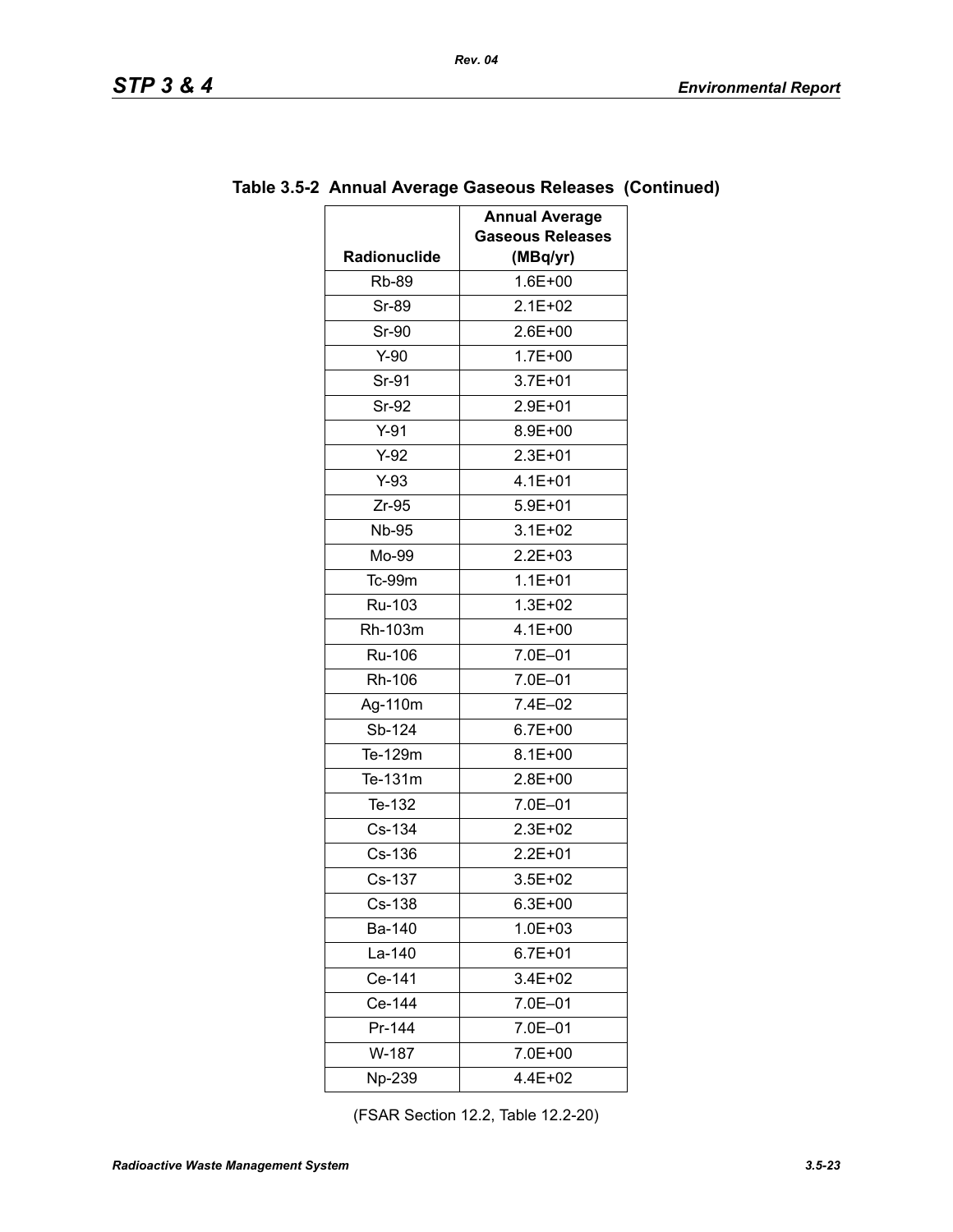**Table 3.5-2 Annual Average Gaseous Releases (Continued)**

| Radionuclide | Annual Average Gaseous Releases (MBq/yr) |
|---|---|
| Rb-89 | 1.6E+00 |
| Sr-89 | 2.1E+02 |
| Sr-90 | 2.6E+00 |
| Y-90 | 1.7E+00 |
| Sr-91 | 3.7E+01 |
| Sr-92 | 2.9E+01 |
| Y-91 | 8.9E+00 |
| Y-92 | 2.3E+01 |
| Y-93 | 4.1E+01 |
| Zr-95 | 5.9E+01 |
| Nb-95 | 3.1E+02 |
| Mo-99 | 2.2E+03 |
| Tc-99m | 1.1E+01 |
| Ru-103 | 1.3E+02 |
| Rh-103m | 4.1E+00 |
| Ru-106 | 7.0E–01 |
| Rh-106 | 7.0E–01 |
| Ag-110m | 7.4E–02 |
| Sb-124 | 6.7E+00 |
| Te-129m | 8.1E+00 |
| Te-131m | 2.8E+00 |
| Te-132 | 7.0E–01 |
| Cs-134 | 2.3E+02 |
| Cs-136 | 2.2E+01 |
| Cs-137 | 3.5E+02 |
| Cs-138 | 6.3E+00 |
| Ba-140 | 1.0E+03 |
| La-140 | 6.7E+01 |
| Ce-141 | 3.4E+02 |
| Ce-144 | 7.0E–01 |
| Pr-144 | 7.0E–01 |
| W-187 | 7.0E+00 |
| Np-239 | 4.4E+02 |

(FSAR Section 12.2, Table 12.2-20)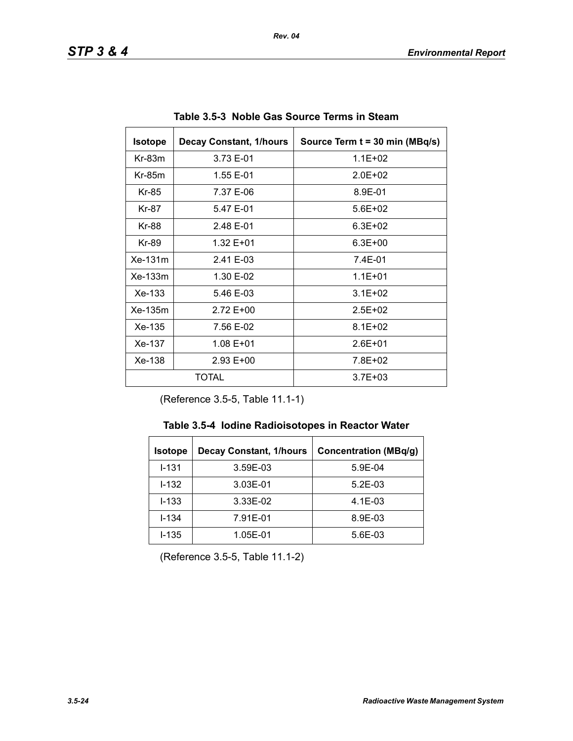**Table 3.5-3 Noble Gas Source Terms in Steam**

| Isotope | Decay Constant, 1/hours | Source Term t = 30 min (MBq/s) |
|---|---|---|
| Kr-83m | 3.73 E-01 | 1.1E+02 |
| Kr-85m | 1.55 E-01 | 2.0E+02 |
| Kr-85 | 7.37 E-06 | 8.9E-01 |
| Kr-87 | 5.47 E-01 | 5.6E+02 |
| Kr-88 | 2.48 E-01 | 6.3E+02 |
| Kr-89 | 1.32 E+01 | 6.3E+00 |
| Xe-131m | 2.41 E-03 | 7.4E-01 |
| Xe-133m | 1.30 E-02 | 1.1E+01 |
| Xe-133 | 5.46 E-03 | 3.1E+02 |
| Xe-135m | 2.72 E+00 | 2.5E+02 |
| Xe-135 | 7.56 E-02 | 8.1E+02 |
| Xe-137 | 1.08 E+01 | 2.6E+01 |
| Xe-138 | 2.93 E+00 | 7.8E+02 |
| TOTAL | | 3.7E+03 |

(Reference 3.5-5, Table 11.1-1)

**Table 3.5-4 Iodine Radioisotopes in Reactor Water**

| Isotope | Decay Constant, 1/hours | Concentration (MBq/g) |
|---|---|---|
| I-131 | 3.59E-03 | 5.9E-04 |
| I-132 | 3.03E-01 | 5.2E-03 |
| I-133 | 3.33E-02 | 4.1E-03 |
| I-134 | 7.91E-01 | 8.9E-03 |
| I-135 | 1.05E-01 | 5.6E-03 |

(Reference 3.5-5, Table 11.1-2)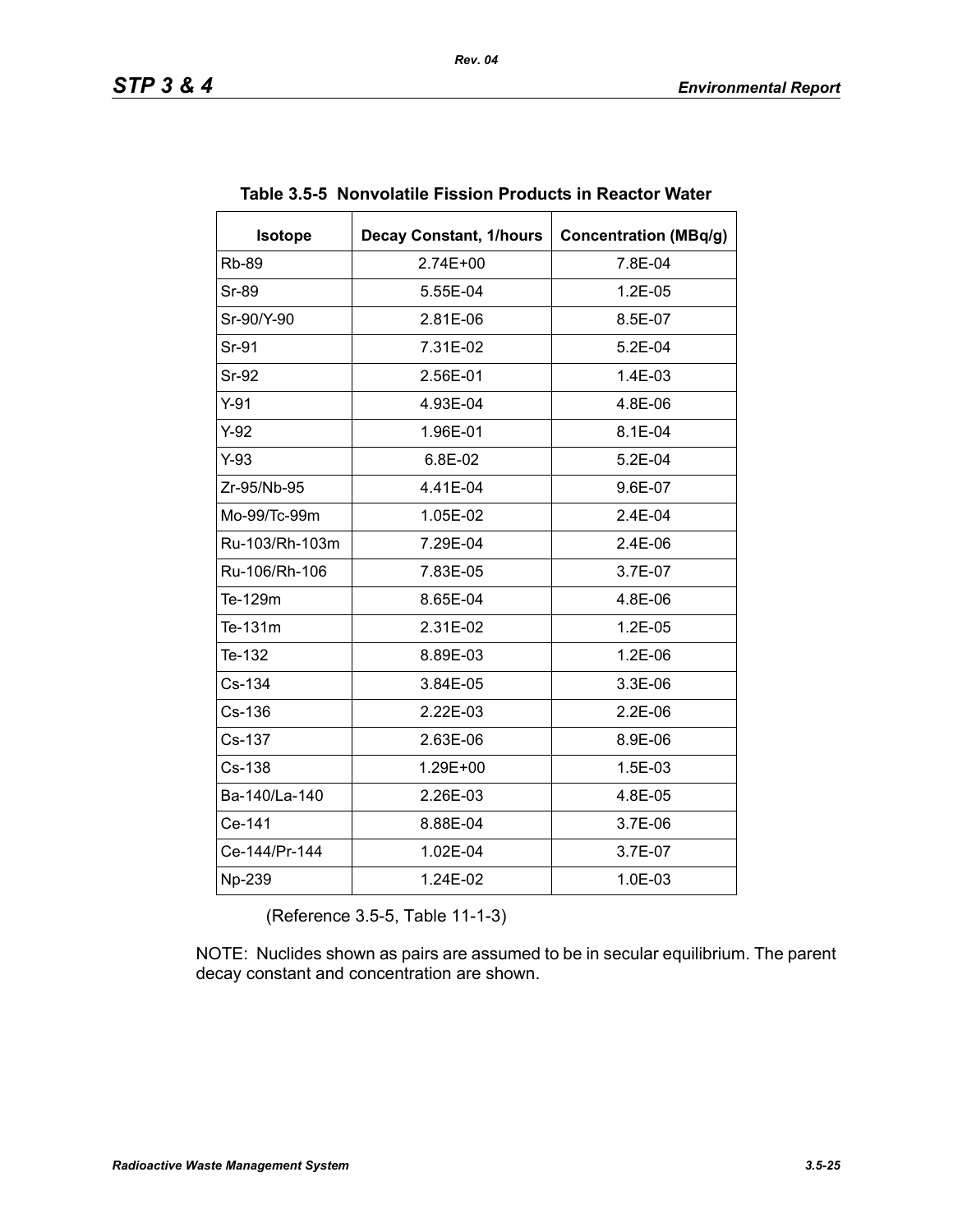**Table 3.5-5 Nonvolatile Fission Products in Reactor Water**

| Isotope | Decay Constant, 1/hours | Concentration (MBq/g) |
|---|---|---|
| Rb-89 | 2.74E+00 | 7.8E-04 |
| Sr-89 | 5.55E-04 | 1.2E-05 |
| Sr-90/Y-90 | 2.81E-06 | 8.5E-07 |
| Sr-91 | 7.31E-02 | 5.2E-04 |
| Sr-92 | 2.56E-01 | 1.4E-03 |
| Y-91 | 4.93E-04 | 4.8E-06 |
| Y-92 | 1.96E-01 | 8.1E-04 |
| Y-93 | 6.8E-02 | 5.2E-04 |
| Zr-95/Nb-95 | 4.41E-04 | 9.6E-07 |
| Mo-99/Tc-99m | 1.05E-02 | 2.4E-04 |
| Ru-103/Rh-103m | 7.29E-04 | 2.4E-06 |
| Ru-106/Rh-106 | 7.83E-05 | 3.7E-07 |
| Te-129m | 8.65E-04 | 4.8E-06 |
| Te-131m | 2.31E-02 | 1.2E-05 |
| Te-132 | 8.89E-03 | 1.2E-06 |
| Cs-134 | 3.84E-05 | 3.3E-06 |
| Cs-136 | 2.22E-03 | 2.2E-06 |
| Cs-137 | 2.63E-06 | 8.9E-06 |
| Cs-138 | 1.29E+00 | 1.5E-03 |
| Ba-140/La-140 | 2.26E-03 | 4.8E-05 |
| Ce-141 | 8.88E-04 | 3.7E-06 |
| Ce-144/Pr-144 | 1.02E-04 | 3.7E-07 |
| Np-239 | 1.24E-02 | 1.0E-03 |

(Reference 3.5-5, Table 11-1-3)

NOTE: Nuclides shown as pairs are assumed to be in secular equilibrium. The parent decay constant and concentration are shown.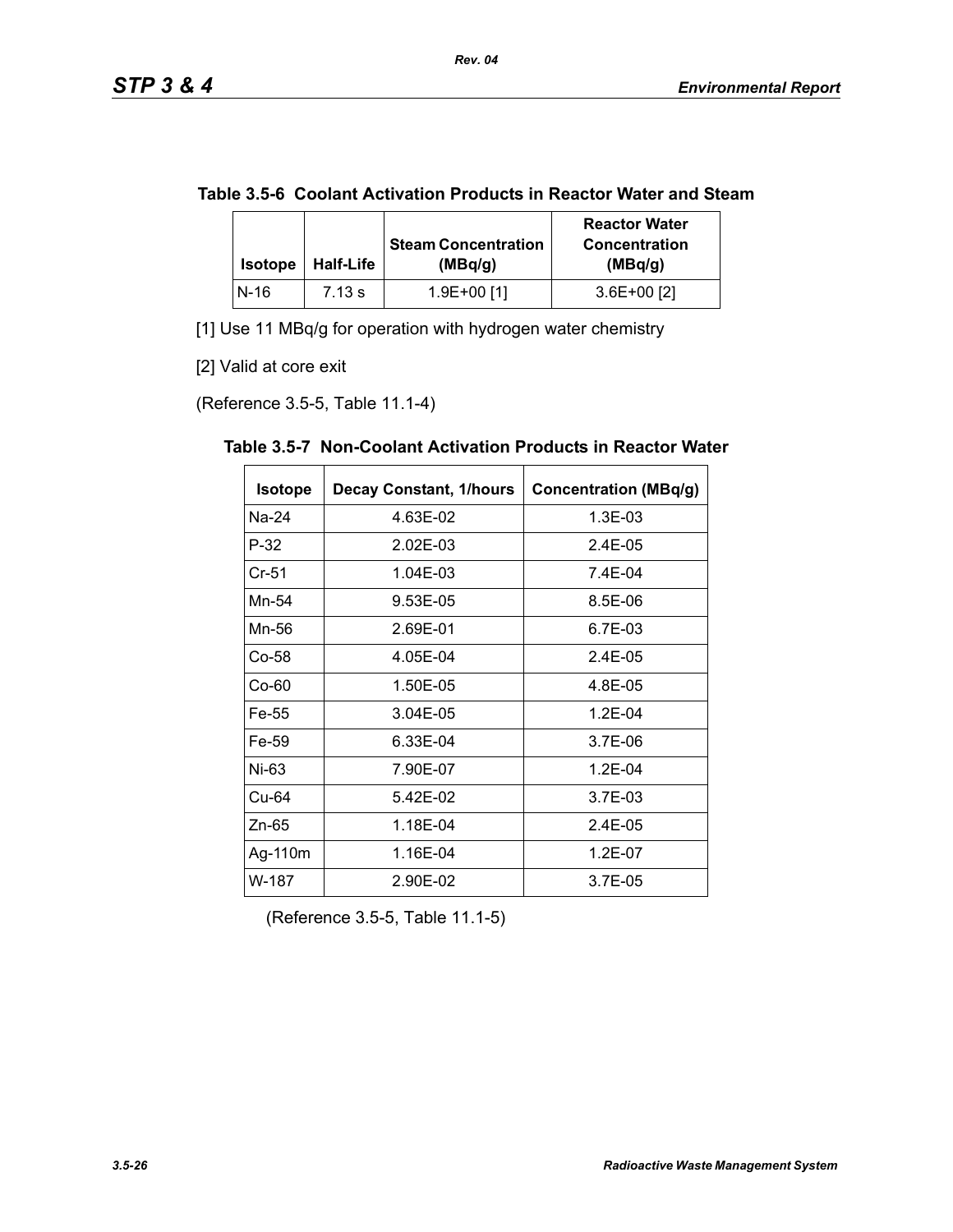**Table 3.5-6 Coolant Activation Products in Reactor Water and Steam**

| Isotope | Half-Life | Steam Concentration (MBq/g) | Reactor Water Concentration (MBq/g) |
|---|---|---|---|
| N-16 | 7.13 s | 1.9E+00 [1] | 3.6E+00 [2] |

[1] Use 11 MBq/g for operation with hydrogen water chemistry

[2] Valid at core exit

(Reference 3.5-5, Table 11.1-4)

**Table 3.5-7 Non-Coolant Activation Products in Reactor Water**

| Isotope | Decay Constant, 1/hours | Concentration (MBq/g) |
|---|---|---|
| Na-24 | 4.63E-02 | 1.3E-03 |
| P-32 | 2.02E-03 | 2.4E-05 |
| Cr-51 | 1.04E-03 | 7.4E-04 |
| Mn-54 | 9.53E-05 | 8.5E-06 |
| Mn-56 | 2.69E-01 | 6.7E-03 |
| Co-58 | 4.05E-04 | 2.4E-05 |
| Co-60 | 1.50E-05 | 4.8E-05 |
| Fe-55 | 3.04E-05 | 1.2E-04 |
| Fe-59 | 6.33E-04 | 3.7E-06 |
| Ni-63 | 7.90E-07 | 1.2E-04 |
| Cu-64 | 5.42E-02 | 3.7E-03 |
| Zn-65 | 1.18E-04 | 2.4E-05 |
| Ag-110m | 1.16E-04 | 1.2E-07 |
| W-187 | 2.90E-02 | 3.7E-05 |

(Reference 3.5-5, Table 11.1-5)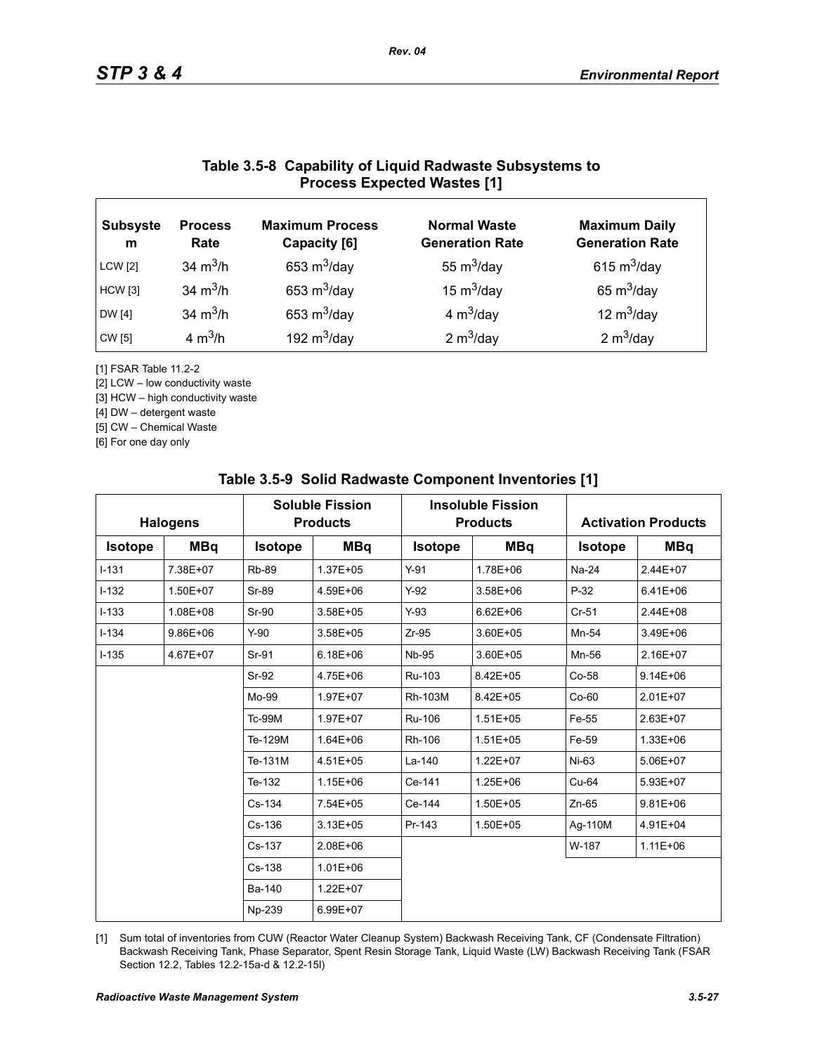## Table 3.5-8 Capability of Liquid Radwaste Subsystems to Process Expected Wastes [1]

| Subsystem | Process Rate | Maximum Process Capacity [6] | Normal Waste Generation Rate | Maximum Daily Generation Rate |
|---|---|---|---|---|
| LCW [2] | 34 $m^3/h$ | 653 $m^3/day$ | 55 $m^3/day$ | 615 $m^3/day$ |
| HCW [3] | 34 $m^3/h$ | 653 $m^3/day$ | 15 $m^3/day$ | 65 $m^3/day$ |
| DW [4] | 34 $m^3/h$ | 653 $m^3/day$ | 4 $m^3/day$ | 12 $m^3/day$ |
| CW [5] | 4 $m^3/h$ | 192 $m^3/day$ | 2 $m^3/day$ | 2 $m^3/day$ |

[1] FSAR Table 11.2-2

[2] LCW – low conductivity waste

[3] HCW – high conductivity waste

[4] DW – detergent waste

[5] CW – Chemical Waste

[6] For one day only

## Table 3.5-9 Solid Radwaste Component Inventories [1]

| Halogens | | Soluble Fission Products | | Insoluble Fission Products | | Activation Products | |
|---|---|---|---|---|---|---|---|
| Isotope | MBq | Isotope | MBq | Isotope | MBq | Isotope | MBq |
| I-131 | 7.38E+07 | Rb-89 | 1.37E+05 | Y-91 | 1.78E+06 | Na-24 | 2.44E+07 |
| I-132 | 1.50E+07 | Sr-89 | 4.59E+06 | Y-92 | 3.58E+06 | P-32 | 6.41E+06 |
| I-133 | 1.08E+08 | Sr-90 | 3.58E+05 | Y-93 | 6.62E+06 | Cr-51 | 2.44E+08 |
| I-134 | 9.86E+06 | Y-90 | 3.58E+05 | Zr-95 | 3.60E+05 | Mn-54 | 3.49E+06 |
| I-135 | 4.67E+07 | Sr-91 | 6.18E+06 | Nb-95 | 3.60E+05 | Mn-56 | 2.16E+07 |
| | | Sr-92 | 4.75E+06 | Ru-103 | 8.42E+05 | Co-58 | 9.14E+06 |
| | | Mo-99 | 1.97E+07 | Rh-103M | 8.42E+05 | Co-60 | 2.01E+07 |
| | | Tc-99M | 1.97E+07 | Ru-106 | 1.51E+05 | Fe-55 | 2.63E+07 |
| | | Te-129M | 1.64E+06 | Rh-106 | 1.51E+05 | Fe-59 | 1.33E+06 |
| | | Te-131M | 4.51E+05 | La-140 | 1.22E+07 | Ni-63 | 5.06E+07 |
| | | Te-132 | 1.15E+06 | Ce-141 | 1.25E+06 | Cu-64 | 5.93E+07 |
| | | Cs-134 | 7.54E+05 | Ce-144 | 1.50E+05 | Zn-65 | 9.81E+06 |
| | | Cs-136 | 3.13E+05 | Pr-143 | 1.50E+05 | Ag-110M | 4.91E+04 |
| | | Cs-137 | 2.08E+06 | | | W-187 | 1.11E+06 |
| | | Cs-138 | 1.01E+06 | | | | |
| | | Ba-140 | 1.22E+07 | | | | |
| | | Np-239 | 6.99E+07 | | | | |

[1] Sum total of inventories from CUW (Reactor Water Cleanup System) Backwash Receiving Tank, CF (Condensate Filtration) Backwash Receiving Tank, Phase Separator, Spent Resin Storage Tank, Liquid Waste (LW) Backwash Receiving Tank (FSAR Section 12.2, Tables 12.2-15a-d & 12.2-15l)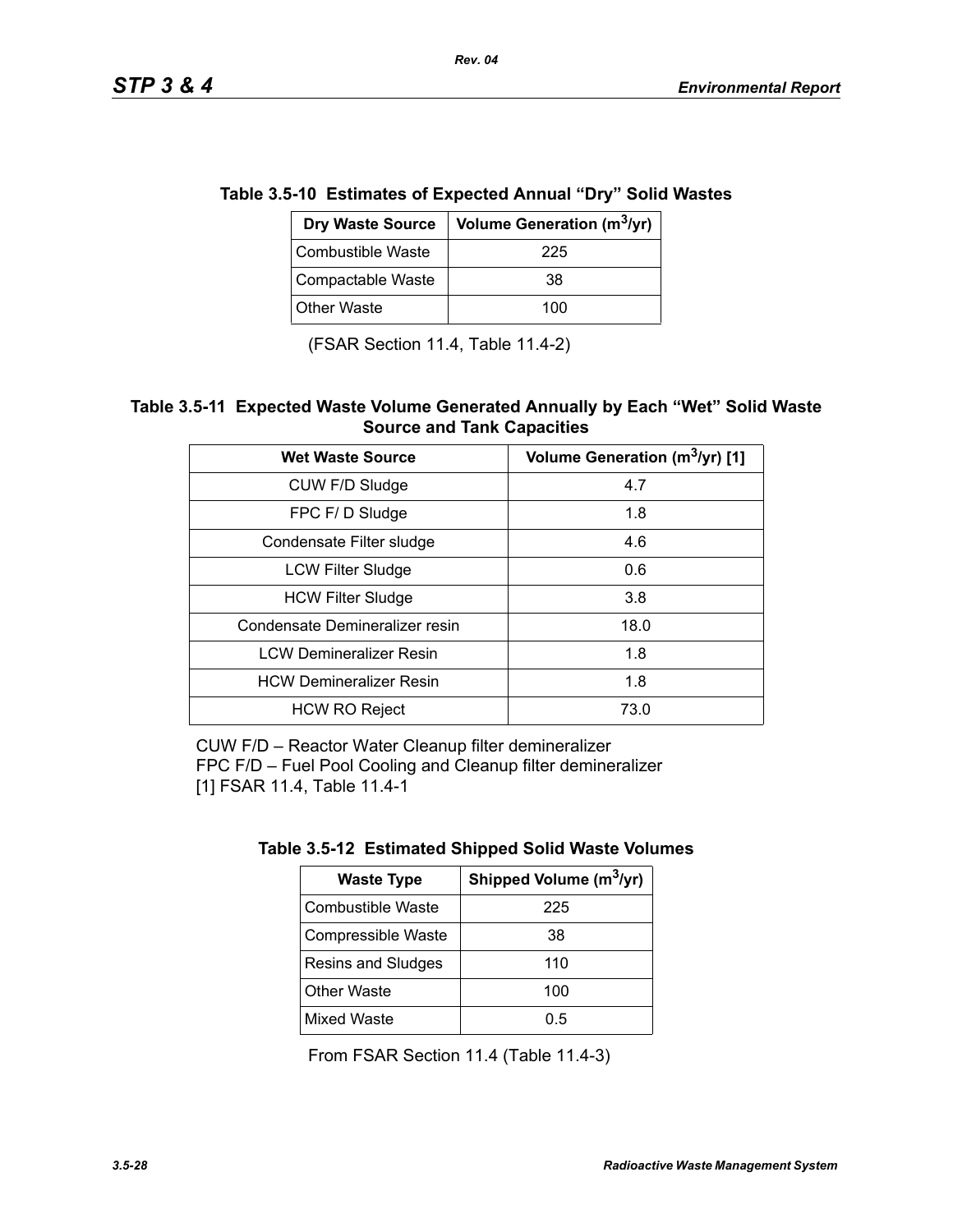### Table 3.5-10 Estimates of Expected Annual “Dry” Solid Wastes

| Dry Waste Source | Volume Generation ($m^3$/yr) |
|---|---|
| Combustible Waste | 225 |
| Compactable Waste | 38 |
| Other Waste | 100 |

(FSAR Section 11.4, Table 11.4-2)

### Table 3.5-11 Expected Waste Volume Generated Annually by Each “Wet” Solid Waste Source and Tank Capacities

| Wet Waste Source | Volume Generation ($m^3$/yr) [1] |
|---|---|
| CUW F/D Sludge | 4.7 |
| FPC F/ D Sludge | 1.8 |
| Condensate Filter sludge | 4.6 |
| LCW Filter Sludge | 0.6 |
| HCW Filter Sludge | 3.8 |
| Condensate Demineralizer resin | 18.0 |
| LCW Demineralizer Resin | 1.8 |
| HCW Demineralizer Resin | 1.8 |
| HCW RO Reject | 73.0 |

CUW F/D – Reactor Water Cleanup filter demineralizer
FPC F/D – Fuel Pool Cooling and Cleanup filter demineralizer
[1] FSAR 11.4, Table 11.4-1

### Table 3.5-12 Estimated Shipped Solid Waste Volumes

| Waste Type | Shipped Volume ($m^3$/yr) |
|---|---|
| Combustible Waste | 225 |
| Compressible Waste | 38 |
| Resins and Sludges | 110 |
| Other Waste | 100 |
| Mixed Waste | 0.5 |

From FSAR Section 11.4 (Table 11.4-3)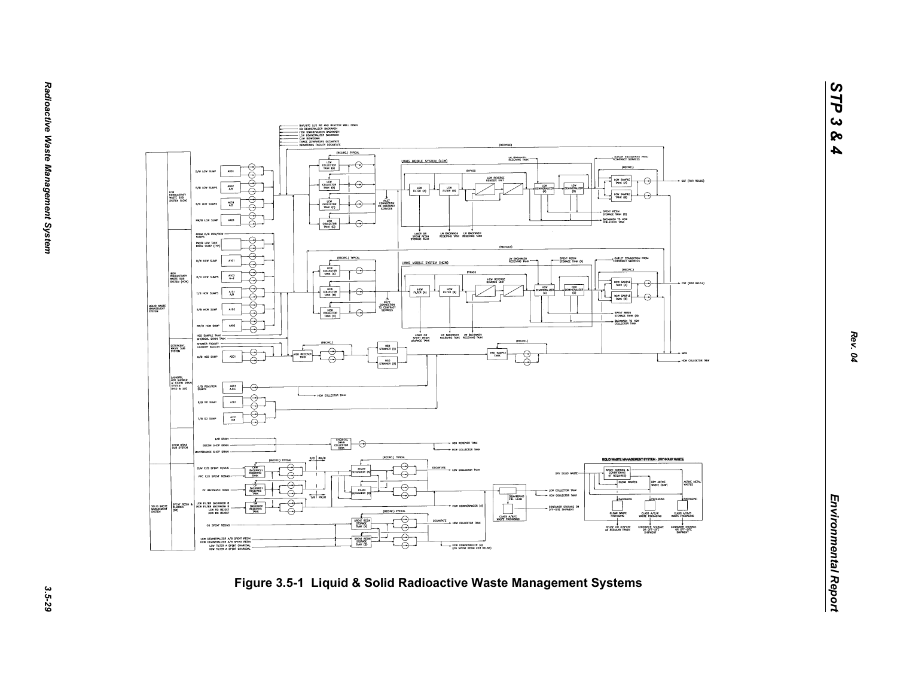Figure 3.5-1 Liquid & Solid Radioactive Waste Management Systems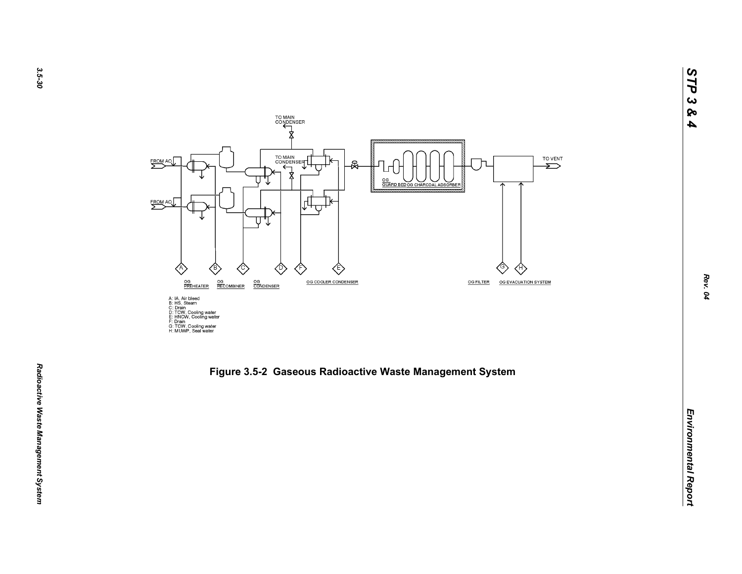TO MAIN CONDENSER

TO MAIN CONDENSER

FROM AO

FROM AO

TO VENT

OG GUARD BED

OG CHARCOAL ADSORBER

A B C D F E G H

OG PREHEATER

OG RECOMBINER

OG CONDENSER

OG COOLER CONDENSER

OG FILTER

OG EVACUATION SYSTEM

A: IA, Air bleed
B: HS, Steam
C: Drain
D: TCW, Cooling water
E: HNCW, Cooling water
F: Drain
G: TCW, Cooling water
H: MUWP, Seal water

**Figure 3.5-2 Gaseous Radioactive Waste Management System**